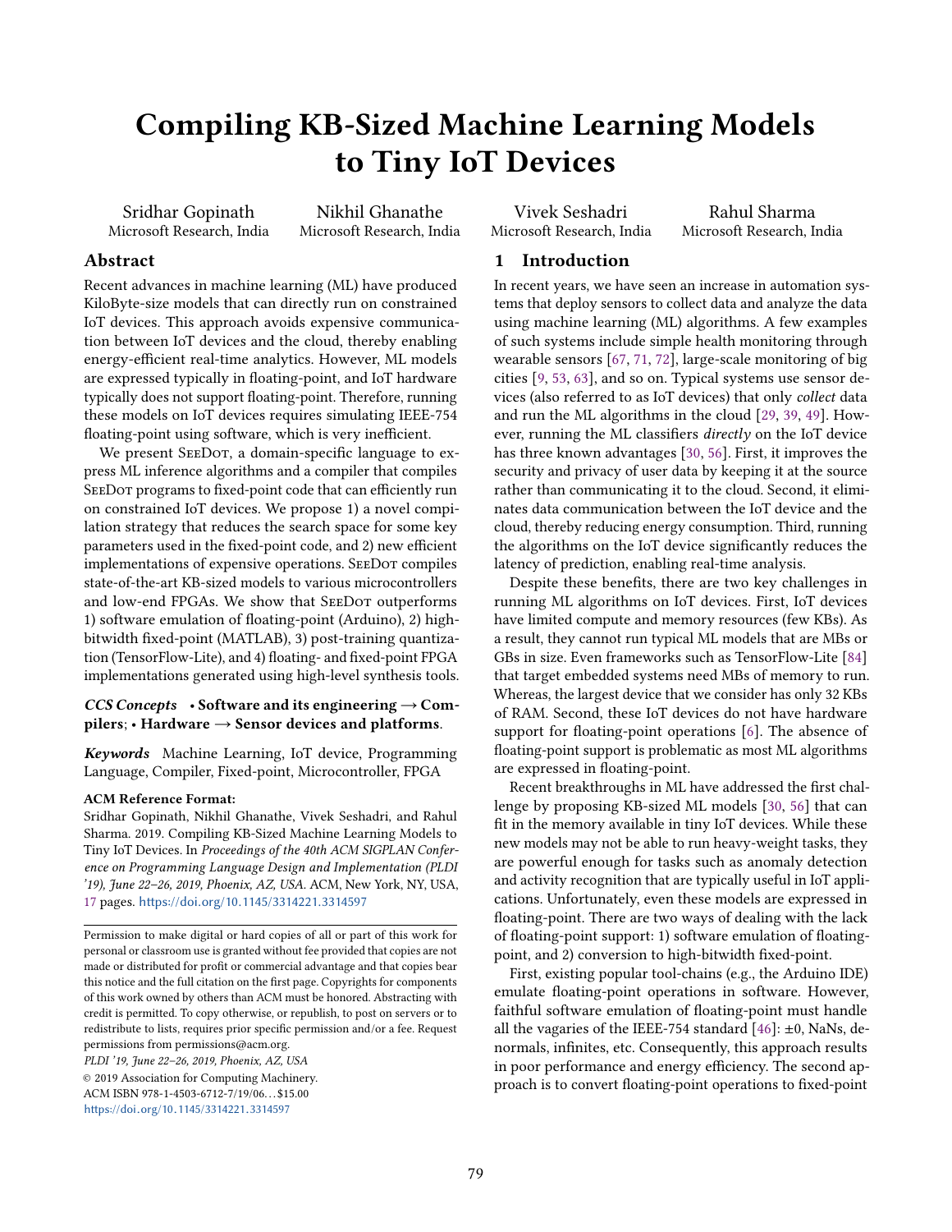# Compiling KB-Sized Machine Learning Models to Tiny IoT Devices

Sridhar Gopinath
Microsoft Research, India

Nikhil Ghanathe
Microsoft Research, India

Vivek Seshadri
Microsoft Research, India

Rahul Sharma
Microsoft Research, India

## Abstract

Recent advances in machine learning (ML) have produced KiloByte-size models that can directly run on constrained IoT devices. This approach avoids expensive communication between IoT devices and the cloud, thereby enabling energy-efficient real-time analytics. However, ML models are expressed typically in floating-point, and IoT hardware typically does not support floating-point. Therefore, running these models on IoT devices requires simulating IEEE-754 floating-point using software, which is very inefficient.

We present SeeDot, a domain-specific language to express ML inference algorithms and a compiler that compiles SeeDot programs to fixed-point code that can efficiently run on constrained IoT devices. We propose 1) a novel compilation strategy that reduces the search space for some key parameters used in the fixed-point code, and 2) new efficient implementations of expensive operations. SeeDot compiles state-of-the-art KB-sized models to various microcontrollers and low-end FPGAs. We show that SeeDot outperforms 1) software emulation of floating-point (Arduino), 2) high-bitwidth fixed-point (MATLAB), 3) post-training quantization (TensorFlow-Lite), and 4) floating- and fixed-point FPGA implementations generated using high-level synthesis tools.

***CCS Concepts*** • **Software and its engineering → Compilers**; • **Hardware → Sensor devices and platforms**.

***Keywords*** Machine Learning, IoT device, Programming Language, Compiler, Fixed-point, Microcontroller, FPGA

**ACM Reference Format:**
Sridhar Gopinath, Nikhil Ghanathe, Vivek Seshadri, and Rahul Sharma. 2019. Compiling KB-Sized Machine Learning Models to Tiny IoT Devices. In *Proceedings of the 40th ACM SIGPLAN Conference on Programming Language Design and Implementation (PLDI '19), June 22–26, 2019, Phoenix, AZ, USA.* ACM, New York, NY, USA, 17 pages. https://doi.org/10.1145/3314221.3314597

Permission to make digital or hard copies of all or part of this work for personal or classroom use is granted without fee provided that copies are not made or distributed for profit or commercial advantage and that copies bear this notice and the full citation on the first page. Copyrights for components of this work owned by others than ACM must be honored. Abstracting with credit is permitted. To copy otherwise, or republish, to post on servers or to redistribute to lists, requires prior specific permission and/or a fee. Request permissions from permissions@acm.org.
*PLDI '19, June 22–26, 2019, Phoenix, AZ, USA*
© 2019 Association for Computing Machinery.
ACM ISBN 978-1-4503-6712-7/19/06...$15.00
https://doi.org/10.1145/3314221.3314597

## 1 Introduction

In recent years, we have seen an increase in automation systems that deploy sensors to collect data and analyze the data using machine learning (ML) algorithms. A few examples of such systems include simple health monitoring through wearable sensors [67, 71, 72], large-scale monitoring of big cities [9, 53, 63], and so on. Typical systems use sensor devices (also referred to as IoT devices) that only *collect* data and run the ML algorithms in the cloud [29, 39, 49]. However, running the ML classifiers *directly* on the IoT device has three known advantages [30, 56]. First, it improves the security and privacy of user data by keeping it at the source rather than communicating it to the cloud. Second, it eliminates data communication between the IoT device and the cloud, thereby reducing energy consumption. Third, running the algorithms on the IoT device significantly reduces the latency of prediction, enabling real-time analysis.

Despite these benefits, there are two key challenges in running ML algorithms on IoT devices. First, IoT devices have limited compute and memory resources (few KBs). As a result, they cannot run typical ML models that are MBs or GBs in size. Even frameworks such as TensorFlow-Lite [84] that target embedded systems need MBs of memory to run. Whereas, the largest device that we consider has only 32 KBs of RAM. Second, these IoT devices do not have hardware support for floating-point operations [6]. The absence of floating-point support is problematic as most ML algorithms are expressed in floating-point.

Recent breakthroughs in ML have addressed the first challenge by proposing KB-sized ML models [30, 56] that can fit in the memory available in tiny IoT devices. While these new models may not be able to run heavy-weight tasks, they are powerful enough for tasks such as anomaly detection and activity recognition that are typically useful in IoT applications. Unfortunately, even these models are expressed in floating-point. There are two ways of dealing with the lack of floating-point support: 1) software emulation of floating-point, and 2) conversion to high-bitwidth fixed-point.

First, existing popular tool-chains (e.g., the Arduino IDE) emulate floating-point operations in software. However, faithful software emulation of floating-point must handle all the vagaries of the IEEE-754 standard [46]: ±0, NaNs, denormals, infinites, etc. Consequently, this approach results in poor performance and energy efficiency. The second approach is to convert floating-point operations to fixed-point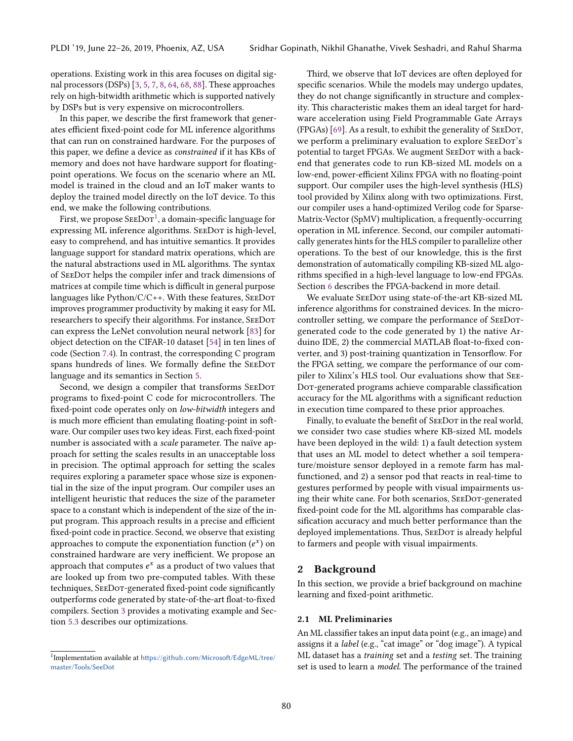operations. Existing work in this area focuses on digital signal processors (DSPs) [3, 5, 7, 8, 64, 68, 88]. These approaches rely on high-bitwidth arithmetic which is supported natively by DSPs but is very expensive on microcontrollers.

In this paper, we describe the first framework that generates efficient fixed-point code for ML inference algorithms that can run on constrained hardware. For the purposes of this paper, we define a device as *constrained* if it has KBs of memory and does not have hardware support for floating-point operations. We focus on the scenario where an ML model is trained in the cloud and an IoT maker wants to deploy the trained model directly on the IoT device. To this end, we make the following contributions.

First, we propose SeeDot[1], a domain-specific language for expressing ML inference algorithms. SeeDot is high-level, easy to comprehend, and has intuitive semantics. It provides language support for standard matrix operations, which are the natural abstractions used in ML algorithms. The syntax of SeeDot helps the compiler infer and track dimensions of matrices at compile time which is difficult in general purpose languages like Python/C/C++. With these features, SeeDot improves programmer productivity by making it easy for ML researchers to specify their algorithms. For instance, SeeDot can express the LeNet convolution neural network [83] for object detection on the CIFAR-10 dataset [54] in ten lines of code (Section 7.4). In contrast, the corresponding C program spans hundreds of lines. We formally define the SeeDot language and its semantics in Section 5.

Second, we design a compiler that transforms SeeDot programs to fixed-point C code for microcontrollers. The fixed-point code operates only on *low-bitwidth* integers and is much more efficient than emulating floating-point in software. Our compiler uses two key ideas. First, each fixed-point number is associated with a *scale* parameter. The naïve approach for setting the scales results in an unacceptable loss in precision. The optimal approach for setting the scales requires exploring a parameter space whose size is exponential in the size of the input program. Our compiler uses an intelligent heuristic that reduces the size of the parameter space to a constant which is independent of the size of the input program. This approach results in a precise and efficient fixed-point code in practice. Second, we observe that existing approaches to compute the exponentiation function ($e^x$) on constrained hardware are very inefficient. We propose an approach that computes $e^x$ as a product of two values that are looked up from two pre-computed tables. With these techniques, SeeDot-generated fixed-point code significantly outperforms code generated by state-of-the-art float-to-fixed compilers. Section 3 provides a motivating example and Section 5.3 describes our optimizations.

Third, we observe that IoT devices are often deployed for specific scenarios. While the models may undergo updates, they do not change significantly in structure and complexity. This characteristic makes them an ideal target for hardware acceleration using Field Programmable Gate Arrays (FPGAs) [69]. As a result, to exhibit the generality of SeeDot, we perform a preliminary evaluation to explore SeeDot's potential to target FPGAs. We augment SeeDot with a backend that generates code to run KB-sized ML models on a low-end, power-efficient Xilinx FPGA with no floating-point support. Our compiler uses the high-level synthesis (HLS) tool provided by Xilinx along with two optimizations. First, our compiler uses a hand-optimized Verilog code for Sparse-Matrix-Vector (SpMV) multiplication, a frequently-occurring operation in ML inference. Second, our compiler automatically generates hints for the HLS compiler to parallelize other operations. To the best of our knowledge, this is the first demonstration of automatically compiling KB-sized ML algorithms specified in a high-level language to low-end FPGAs. Section 6 describes the FPGA-backend in more detail.

We evaluate SeeDot using state-of-the-art KB-sized ML inference algorithms for constrained devices. In the microcontroller setting, we compare the performance of SeeDot-generated code to the code generated by 1) the native Arduino IDE, 2) the commercial MATLAB float-to-fixed converter, and 3) post-training quantization in Tensorflow. For the FPGA setting, we compare the performance of our compiler to Xilinx's HLS tool. Our evaluations show that SeeDot-generated programs achieve comparable classification accuracy for the ML algorithms with a significant reduction in execution time compared to these prior approaches.

Finally, to evaluate the benefit of SeeDot in the real world, we consider two case studies where KB-sized ML models have been deployed in the wild: 1) a fault detection system that uses an ML model to detect whether a soil temperature/moisture sensor deployed in a remote farm has malfunctioned, and 2) a sensor pod that reacts in real-time to gestures performed by people with visual impairments using their white cane. For both scenarios, SeeDot-generated fixed-point code for the ML algorithms has comparable classification accuracy and much better performance than the deployed implementations. Thus, SeeDot is already helpful to farmers and people with visual impairments.

## 2 Background

In this section, we provide a brief background on machine learning and fixed-point arithmetic.

### 2.1 ML Preliminaries

An ML classifier takes an input data point (e.g., an image) and assigns it a *label* (e.g., "cat image" or "dog image"). A typical ML dataset has a *training* set and a *testing* set. The training set is used to learn a *model*. The performance of the trained

[1] Implementation available at https://github.com/Microsoft/EdgeML/tree/master/Tools/SeeDot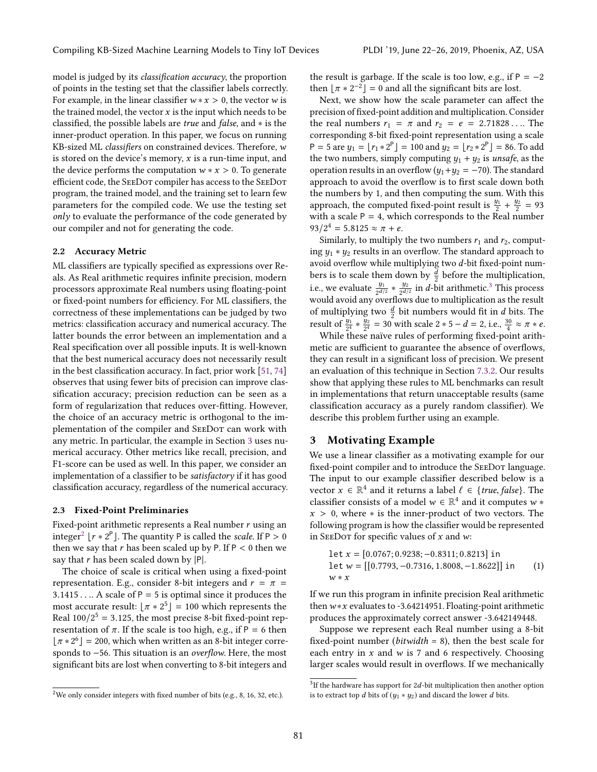model is judged by its *classification accuracy*, the proportion of points in the testing set that the classifier labels correctly. For example, in the linear classifier $w * x > 0$, the vector $w$ is the trained model, the vector $x$ is the input which needs to be classified, the possible labels are *true* and *false*, and $*$ is the inner-product operation. In this paper, we focus on running KB-sized ML *classifiers* on constrained devices. Therefore, $w$ is stored on the device's memory, $x$ is a run-time input, and the device performs the computation $w * x > 0$. To generate efficient code, the SeeDot compiler has access to the SeeDot program, the trained model, and the training set to learn few parameters for the compiled code. We use the testing set *only* to evaluate the performance of the code generated by our compiler and not for generating the code.

### 2.2 Accuracy Metric

ML classifiers are typically specified as expressions over Reals. As Real arithmetic requires infinite precision, modern processors approximate Real numbers using floating-point or fixed-point numbers for efficiency. For ML classifiers, the correctness of these implementations can be judged by two metrics: classification accuracy and numerical accuracy. The latter bounds the error between an implementation and a Real specification over all possible inputs. It is well-known that the best numerical accuracy does not necessarily result in the best classification accuracy. In fact, prior work [51, 74] observes that using fewer bits of precision can improve classification accuracy; precision reduction can be seen as a form of regularization that reduces over-fitting. However, the choice of an accuracy metric is orthogonal to the implementation of the compiler and SeeDot can work with any metric. In particular, the example in Section 3 uses numerical accuracy. Other metrics like recall, precision, and F1-score can be used as well. In this paper, we consider an implementation of a classifier to be *satisfactory* if it has good classification accuracy, regardless of the numerical accuracy.

### 2.3 Fixed-Point Preliminaries

Fixed-point arithmetic represents a Real number $r$ using an integer[2] $\lfloor r * 2^{\mathsf{P}} \rfloor$. The quantity $\mathsf{P}$ is called the *scale*. If $\mathsf{P} > 0$ then we say that $r$ has been scaled up by $\mathsf{P}$. If $\mathsf{P} < 0$ then we say that $r$ has been scaled down by $|\mathsf{P}|$.

The choice of scale is critical when using a fixed-point representation. E.g., consider 8-bit integers and $r = \pi = 3.1415\ldots$. A scale of $\mathsf{P} = 5$ is optimal since it produces the most accurate result: $\lfloor \pi * 2^5 \rfloor = 100$ which represents the Real $100/2^5 = 3.125$, the most precise 8-bit fixed-point representation of $\pi$. If the scale is too high, e.g., if $\mathsf{P} = 6$ then $\lfloor \pi * 2^6 \rfloor = 200$, which when written as an 8-bit integer corresponds to $-56$. This situation is an *overflow*. Here, the most significant bits are lost when converting to 8-bit integers and the result is garbage. If the scale is too low, e.g., if $\mathsf{P} = -2$ then $\lfloor \pi * 2^{-2} \rfloor = 0$ and all the significant bits are lost.

Next, we show how the scale parameter can affect the precision of fixed-point addition and multiplication. Consider the real numbers $r_1 = \pi$ and $r_2 = e = 2.71828\ldots$. The corresponding 8-bit fixed-point representation using a scale $\mathsf{P} = 5$ are $y_1 = \lfloor r_1 * 2^{\mathsf{P}} \rfloor = 100$ and $y_2 = \lfloor r_2 * 2^{\mathsf{P}} \rfloor = 86$. To add the two numbers, simply computing $y_1 + y_2$ is *unsafe*, as the operation results in an overflow ($y_1 + y_2 = -70$). The standard approach to avoid the overflow is to first scale down both the numbers by 1, and then computing the sum. With this approach, the computed fixed-point result is $\frac{y_1}{2} + \frac{y_2}{2} = 93$ with a scale $\mathsf{P} = 4$, which corresponds to the Real number $93/2^4 = 5.8125 \approx \pi + e$.

Similarly, to multiply the two numbers $r_1$ and $r_2$, computing $y_1 * y_2$ results in an overflow. The standard approach to avoid overflow while multiplying two $d$-bit fixed-point numbers is to scale them down by $\frac{d}{2}$ before the multiplication, i.e., we evaluate $\frac{y_1}{2^{d/2}} * \frac{y_2}{2^{d/2}}$ in $d$-bit arithmetic.[3] This process would avoid any overflows due to multiplication as the result of multiplying two $\frac{d}{2}$ bit numbers would fit in $d$ bits. The result of $\frac{y_1}{2^4} * \frac{y_2}{2^4} = 30$ with scale $2 * 5 - d = 2$, i.e., $\frac{30}{4} \approx \pi * e$.

While these naïve rules of performing fixed-point arithmetic are sufficient to guarantee the absence of overflows, they can result in a significant loss of precision. We present an evaluation of this technique in Section 7.3.2. Our results show that applying these rules to ML benchmarks can result in implementations that return unacceptable results (same classification accuracy as a purely random classifier). We describe this problem further using an example.

## 3 Motivating Example

We use a linear classifier as a motivating example for our fixed-point compiler and to introduce the SeeDot language. The input to our example classifier described below is a vector $x \in \mathbb{R}^4$ and it returns a label $\ell \in \{true, false\}$. The classifier consists of a model $w \in \mathbb{R}^4$ and it computes $w * x > 0$, where $*$ is the inner-product of two vectors. The following program is how the classifier would be represented in SeeDot for specific values of $x$ and $w$:

```
let x = [0.0767; 0.9238; −0.8311; 0.8213] in
let w = [[0.7793, −0.7316, 1.8008, −1.8622]] in      (1)
w * x
```

If we run this program in infinite precision Real arithmetic then $w*x$ evaluates to -3.64214951. Floating-point arithmetic produces the approximately correct answer -3.642149448.

Suppose we represent each Real number using a 8-bit fixed-point number (*bitwidth* = 8), then the best scale for each entry in $x$ and $w$ is 7 and 6 respectively. Choosing larger scales would result in overflows. If we mechanically

---

[2] We only consider integers with fixed number of bits (e.g., 8, 16, 32, etc.).

[3] If the hardware has support for $2d$-bit multiplication then another option is to extract top $d$ bits of $(y_1 * y_2)$ and discard the lower $d$ bits.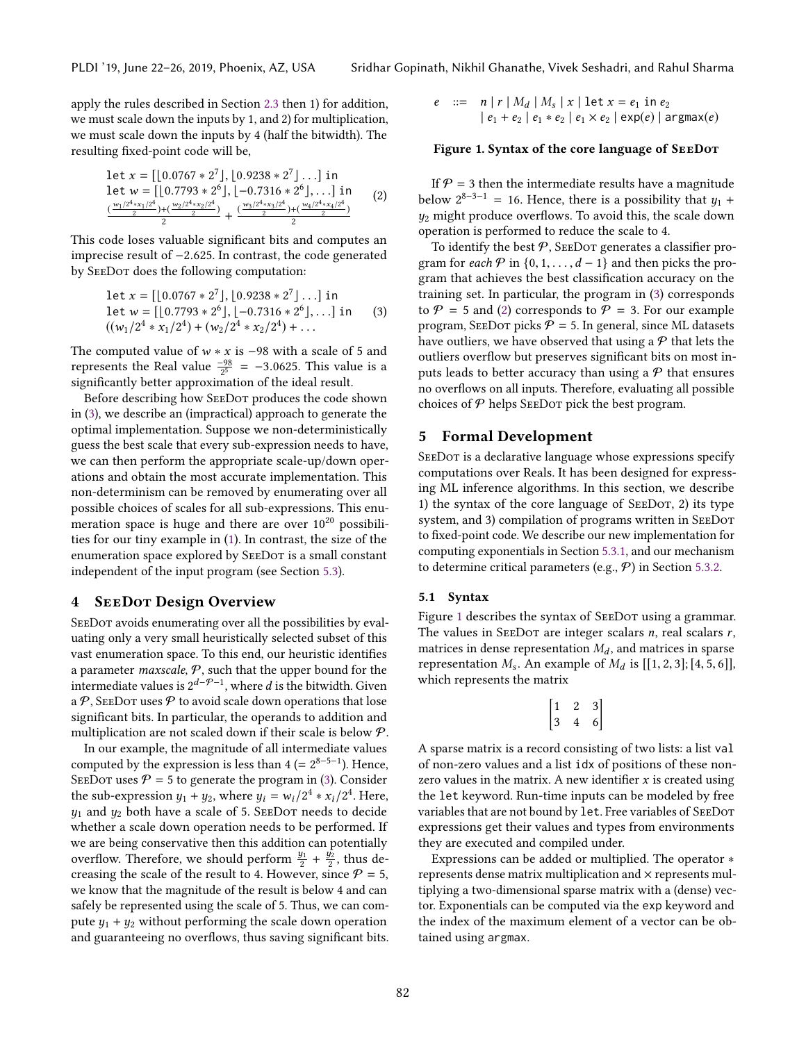apply the rules described in Section 2.3 then 1) for addition, we must scale down the inputs by 1, and 2) for multiplication, we must scale down the inputs by 4 (half the bitwidth). The resulting fixed-point code will be,

$$
\begin{aligned}
&\texttt{let } x = [\lfloor 0.0767 * 2^7 \rfloor, \lfloor 0.9238 * 2^7 \rfloor \ldots] \texttt{ in} \\
&\texttt{let } w = [\lfloor 0.7793 * 2^6 \rfloor, \lfloor -0.7316 * 2^6 \rfloor, \ldots] \texttt{ in} \\
&\frac{(\frac{w_1/2^4 * x_1/2^4}{2}) + (\frac{w_2/2^4 * x_2/2^4}{2})}{2} + \frac{(\frac{w_3/2^4 * x_3/2^4}{2}) + (\frac{w_4/2^4 * x_4/2^4}{2})}{2}
\end{aligned}
\tag{2}
$$

This code loses valuable significant bits and computes an imprecise result of $-2.625$. In contrast, the code generated by SeeDot does the following computation:

$$
\begin{aligned}
&\texttt{let } x = [\lfloor 0.0767 * 2^7 \rfloor, \lfloor 0.9238 * 2^7 \rfloor \ldots] \texttt{ in} \\
&\texttt{let } w = [\lfloor 0.7793 * 2^6 \rfloor, \lfloor -0.7316 * 2^6 \rfloor, \ldots] \texttt{ in} \\
&((w_1/2^4 * x_1/2^4) + (w_2/2^4 * x_2/2^4) + \ldots
\end{aligned}
\tag{3}
$$

The computed value of $w * x$ is $-98$ with a scale of 5 and represents the Real value $\frac{-98}{2^5} = -3.0625$. This value is a significantly better approximation of the ideal result.

Before describing how SeeDot produces the code shown in (3), we describe an (impractical) approach to generate the optimal implementation. Suppose we non-deterministically guess the best scale that every sub-expression needs to have, we can then perform the appropriate scale-up/down operations and obtain the most accurate implementation. This non-determinism can be removed by enumerating over all possible choices of scales for all sub-expressions. This enumeration space is huge and there are over $10^{20}$ possibilities for our tiny example in (1). In contrast, the size of the enumeration space explored by SeeDot is a small constant independent of the input program (see Section 5.3).

## 4 SeeDot Design Overview

SeeDot avoids enumerating over all the possibilities by evaluating only a very small heuristically selected subset of this vast enumeration space. To this end, our heuristic identifies a parameter *maxscale*, $\mathcal{P}$, such that the upper bound for the intermediate values is $2^{d-\mathcal{P}-1}$, where $d$ is the bitwidth. Given a $\mathcal{P}$, SeeDot uses $\mathcal{P}$ to avoid scale down operations that lose significant bits. In particular, the operands to addition and multiplication are not scaled down if their scale is below $\mathcal{P}$.

In our example, the magnitude of all intermediate values computed by the expression is less than 4 ($= 2^{8-5-1}$). Hence, SeeDot uses $\mathcal{P} = 5$ to generate the program in (3). Consider the sub-expression $y_1 + y_2$, where $y_i = w_i/2^4 * x_i/2^4$. Here, $y_1$ and $y_2$ both have a scale of 5. SeeDot needs to decide whether a scale down operation needs to be performed. If we are being conservative then this addition can potentially overflow. Therefore, we should perform $\frac{y_1}{2} + \frac{y_2}{2}$, thus decreasing the scale of the result to 4. However, since $\mathcal{P} = 5$, we know that the magnitude of the result is below 4 and can safely be represented using the scale of 5. Thus, we can compute $y_1 + y_2$ without performing the scale down operation and guaranteeing no overflows, thus saving significant bits.

If $\mathcal{P} = 3$ then the intermediate results have a magnitude below $2^{8-3-1} = 16$. Hence, there is a possibility that $y_1 + y_2$ might produce overflows. To avoid this, the scale down operation is performed to reduce the scale to 4.

To identify the best $\mathcal{P}$, SeeDot generates a classifier program for *each* $\mathcal{P}$ in $\{0, 1, \ldots, d-1\}$ and then picks the program that achieves the best classification accuracy on the training set. In particular, the program in (3) corresponds to $\mathcal{P} = 5$ and (2) corresponds to $\mathcal{P} = 3$. For our example program, SeeDot picks $\mathcal{P} = 5$. In general, since ML datasets have outliers, we have observed that using a $\mathcal{P}$ that lets the outliers overflow but preserves significant bits on most inputs leads to better accuracy than using a $\mathcal{P}$ that ensures no overflows on all inputs. Therefore, evaluating all possible choices of $\mathcal{P}$ helps SeeDot pick the best program.

$$
\begin{aligned}
e \;\; ::= \;\; & n \mid r \mid M_d \mid M_s \mid x \mid \texttt{let } x = e_1 \texttt{ in } e_2 \\
& \mid e_1 + e_2 \mid e_1 * e_2 \mid e_1 \times e_2 \mid \texttt{exp}(e) \mid \texttt{argmax}(e)
\end{aligned}
$$

**Figure 1. Syntax of the core language of SeeDot**

## 5 Formal Development

SeeDot is a declarative language whose expressions specify computations over Reals. It has been designed for expressing ML inference algorithms. In this section, we describe 1) the syntax of the core language of SeeDot, 2) its type system, and 3) compilation of programs written in SeeDot to fixed-point code. We describe our new implementation for computing exponentials in Section 5.3.1, and our mechanism to determine critical parameters (e.g., $\mathcal{P}$) in Section 5.3.2.

### 5.1 Syntax

Figure 1 describes the syntax of SeeDot using a grammar. The values in SeeDot are integer scalars $n$, real scalars $r$, matrices in dense representation $M_d$, and matrices in sparse representation $M_s$. An example of $M_d$ is [[1, 2, 3]; [4, 5, 6]], which represents the matrix

$$
\begin{bmatrix} 1 & 2 & 3 \\ 3 & 4 & 6 \end{bmatrix}
$$

A sparse matrix is a record consisting of two lists: a list `val` of non-zero values and a list `idx` of positions of these non-zero values in the matrix. A new identifier $x$ is created using the `let` keyword. Run-time inputs can be modeled by free variables that are not bound by `let`. Free variables of SeeDot expressions get their values and types from environments they are executed and compiled under.

Expressions can be added or multiplied. The operator $*$ represents dense matrix multiplication and $\times$ represents multiplying a two-dimensional sparse matrix with a (dense) vector. Exponentials can be computed via the `exp` keyword and the index of the maximum element of a vector can be obtained using `argmax`.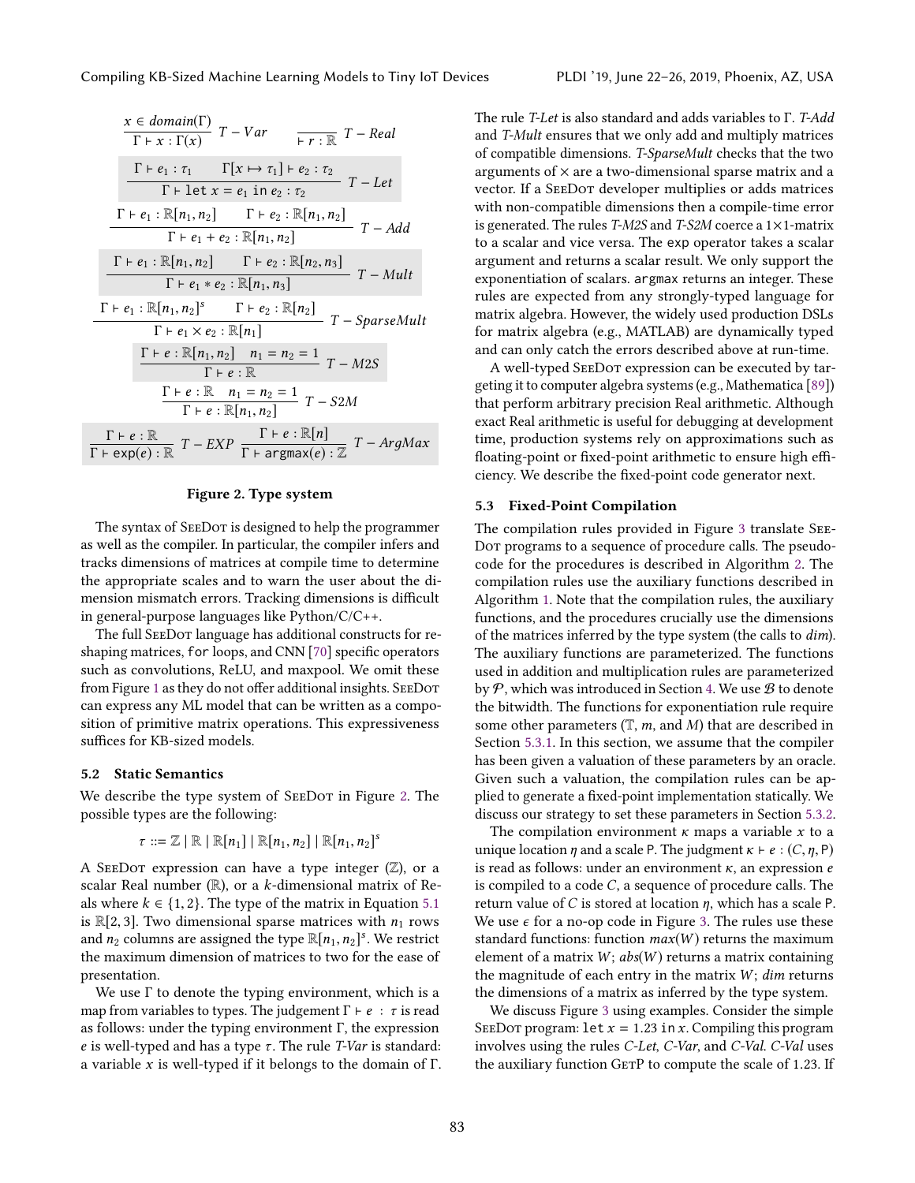$$\frac{x \in domain(\Gamma)}{\Gamma \vdash x : \Gamma(x)} \; T-Var \qquad \frac{}{\vdash r : \mathbb{R}} \; T-Real$$

$$\frac{\Gamma \vdash e_1 : \tau_1 \qquad \Gamma[x \mapsto \tau_1] \vdash e_2 : \tau_2}{\Gamma \vdash \texttt{let } x = e_1 \texttt{ in } e_2 : \tau_2} \; T-Let$$

$$\frac{\Gamma \vdash e_1 : \mathbb{R}[n_1, n_2] \qquad \Gamma \vdash e_2 : \mathbb{R}[n_1, n_2]}{\Gamma \vdash e_1 + e_2 : \mathbb{R}[n_1, n_2]} \; T-Add$$

$$\frac{\Gamma \vdash e_1 : \mathbb{R}[n_1, n_2] \qquad \Gamma \vdash e_2 : \mathbb{R}[n_2, n_3]}{\Gamma \vdash e_1 * e_2 : \mathbb{R}[n_1, n_3]} \; T-Mult$$

$$\frac{\Gamma \vdash e_1 : \mathbb{R}[n_1, n_2]^s \qquad \Gamma \vdash e_2 : \mathbb{R}[n_2]}{\Gamma \vdash e_1 \times e_2 : \mathbb{R}[n_1]} \; T-SparseMult$$

$$\frac{\Gamma \vdash e : \mathbb{R}[n_1, n_2] \quad n_1 = n_2 = 1}{\Gamma \vdash e : \mathbb{R}} \; T-M2S$$

$$\frac{\Gamma \vdash e : \mathbb{R} \quad n_1 = n_2 = 1}{\Gamma \vdash e : \mathbb{R}[n_1, n_2]} \; T-S2M$$

$$\frac{\Gamma \vdash e : \mathbb{R}}{\Gamma \vdash \texttt{exp}(e) : \mathbb{R}} \; T-EXP \qquad \frac{\Gamma \vdash e : \mathbb{R}[n]}{\Gamma \vdash \texttt{argmax}(e) : \mathbb{Z}} \; T-ArgMax$$

**Figure 2. Type system**

The syntax of SeeDot is designed to help the programmer as well as the compiler. In particular, the compiler infers and tracks dimensions of matrices at compile time to determine the appropriate scales and to warn the user about the dimension mismatch errors. Tracking dimensions is difficult in general-purpose languages like Python/C/C++.

The full SeeDot language has additional constructs for reshaping matrices, `for` loops, and CNN [70] specific operators such as convolutions, ReLU, and maxpool. We omit these from Figure 1 as they do not offer additional insights. SeeDot can express any ML model that can be written as a composition of primitive matrix operations. This expressiveness suffices for KB-sized models.

### 5.2 Static Semantics

We describe the type system of SeeDot in Figure 2. The possible types are the following:

$$\tau ::= \mathbb{Z} \mid \mathbb{R} \mid \mathbb{R}[n_1] \mid \mathbb{R}[n_1, n_2] \mid \mathbb{R}[n_1, n_2]^s$$

A SeeDot expression can have a type integer ($\mathbb{Z}$), or a scalar Real number ($\mathbb{R}$), or a $k$-dimensional matrix of Reals where $k \in \{1, 2\}$. The type of the matrix in Equation 5.1 is $\mathbb{R}[2, 3]$. Two dimensional sparse matrices with $n_1$ rows and $n_2$ columns are assigned the type $\mathbb{R}[n_1, n_2]^s$. We restrict the maximum dimension of matrices to two for the ease of presentation.

We use $\Gamma$ to denote the typing environment, which is a map from variables to types. The judgement $\Gamma \vdash e : \tau$ is read as follows: under the typing environment $\Gamma$, the expression $e$ is well-typed and has a type $\tau$. The rule *T-Var* is standard: a variable $x$ is well-typed if it belongs to the domain of $\Gamma$. The rule *T-Let* is also standard and adds variables to $\Gamma$. *T-Add* and *T-Mult* ensures that we only add and multiply matrices of compatible dimensions. *T-SparseMult* checks that the two arguments of $\times$ are a two-dimensional sparse matrix and a vector. If a SeeDot developer multiplies or adds matrices with non-compatible dimensions then a compile-time error is generated. The rules *T-M2S* and *T-S2M* coerce a 1×1-matrix to a scalar and vice versa. The `exp` operator takes a scalar argument and returns a scalar result. We only support the exponentiation of scalars. `argmax` returns an integer. These rules are expected from any strongly-typed language for matrix algebra. However, the widely used production DSLs for matrix algebra (e.g., MATLAB) are dynamically typed and can only catch the errors described above at run-time.

A well-typed SeeDot expression can be executed by targeting it to computer algebra systems (e.g., Mathematica [89]) that perform arbitrary precision Real arithmetic. Although exact Real arithmetic is useful for debugging at development time, production systems rely on approximations such as floating-point or fixed-point arithmetic to ensure high efficiency. We describe the fixed-point code generator next.

### 5.3 Fixed-Point Compilation

The compilation rules provided in Figure 3 translate SeeDot programs to a sequence of procedure calls. The pseudocode for the procedures is described in Algorithm 2. The compilation rules use the auxiliary functions described in Algorithm 1. Note that the compilation rules, the auxiliary functions, and the procedures crucially use the dimensions of the matrices inferred by the type system (the calls to *dim*). The auxiliary functions are parameterized. The functions used in addition and multiplication rules are parameterized by $\mathcal{P}$, which was introduced in Section 4. We use $\mathcal{B}$ to denote the bitwidth. The functions for exponentiation rule require some other parameters ($\mathbb{T}$, $m$, and $M$) that are described in Section 5.3.1. In this section, we assume that the compiler has been given a valuation of these parameters by an oracle. Given such a valuation, the compilation rules can be applied to generate a fixed-point implementation statically. We discuss our strategy to set these parameters in Section 5.3.2.

The compilation environment $\kappa$ maps a variable $x$ to a unique location $\eta$ and a scale P. The judgment $\kappa \vdash e : (C, \eta, \mathsf{P})$ is read as follows: under an environment $\kappa$, an expression $e$ is compiled to a code $C$, a sequence of procedure calls. The return value of $C$ is stored at location $\eta$, which has a scale P. We use $\epsilon$ for a no-op code in Figure 3. The rules use these standard functions: function $max(W)$ returns the maximum element of a matrix $W$; $abs(W)$ returns a matrix containing the magnitude of each entry in the matrix $W$; $dim$ returns the dimensions of a matrix as inferred by the type system.

We discuss Figure 3 using examples. Consider the simple SeeDot program: `let` $x = 1.23$ `in` $x$. Compiling this program involves using the rules *C-Let*, *C-Var*, and *C-Val*. *C-Val* uses the auxiliary function GetP to compute the scale of 1.23. If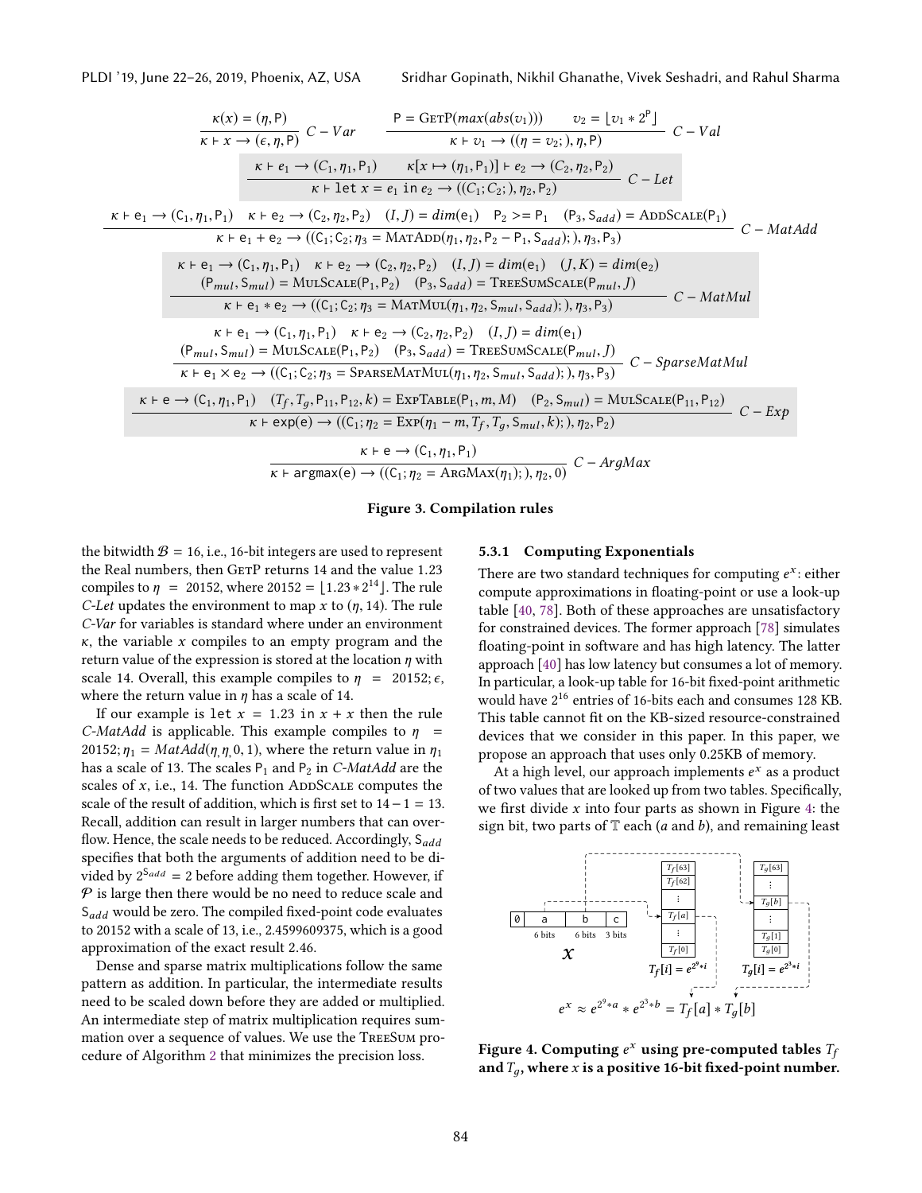$$\frac{\kappa(x) = (\eta, \mathsf{P})}{\kappa \vdash x \rightarrow (\epsilon, \eta, \mathsf{P})}\ C-Var \qquad \frac{\mathsf{P} = \textsc{GetP}(max(abs(v_1))) \qquad v_2 = \lfloor v_1 * 2^{\mathsf{P}} \rfloor}{\kappa \vdash v_1 \rightarrow ((\eta = v_2;), \eta, \mathsf{P})}\ C-Val$$

$$\frac{\kappa \vdash e_1 \rightarrow (C_1, \eta_1, \mathsf{P}_1) \qquad \kappa[x \mapsto (\eta_1, \mathsf{P}_1)] \vdash e_2 \rightarrow (C_2, \eta_2, \mathsf{P}_2)}{\kappa \vdash \texttt{let}\ x = e_1\ \texttt{in}\ e_2 \rightarrow ((C_1; C_2;), \eta_2, \mathsf{P}_2)}\ C-Let$$

$$\frac{\kappa \vdash \mathsf{e}_1 \rightarrow (\mathsf{C}_1, \eta_1, \mathsf{P}_1) \quad \kappa \vdash \mathsf{e}_2 \rightarrow (\mathsf{C}_2, \eta_2, \mathsf{P}_2) \quad (I, J) = dim(\mathsf{e}_1) \quad \mathsf{P}_2 >= \mathsf{P}_1 \quad (\mathsf{P}_3, \mathsf{S}_{add}) = \textsc{AddScale}(\mathsf{P}_1)}{\kappa \vdash \mathsf{e}_1 + \mathsf{e}_2 \rightarrow ((\mathsf{C}_1; \mathsf{C}_2; \eta_3 = \textsc{MatAdd}(\eta_1, \eta_2, \mathsf{P}_2 - \mathsf{P}_1, \mathsf{S}_{add});), \eta_3, \mathsf{P}_3)}\ C-MatAdd$$

$$\frac{\begin{array}{c}\kappa \vdash \mathsf{e}_1 \rightarrow (\mathsf{C}_1, \eta_1, \mathsf{P}_1) \quad \kappa \vdash \mathsf{e}_2 \rightarrow (\mathsf{C}_2, \eta_2, \mathsf{P}_2) \quad (I, J) = dim(\mathsf{e}_1) \quad (J, K) = dim(\mathsf{e}_2) \\ (\mathsf{P}_{mul}, \mathsf{S}_{mul}) = \textsc{MulScale}(\mathsf{P}_1, \mathsf{P}_2) \quad (\mathsf{P}_3, \mathsf{S}_{add}) = \textsc{TreeSumScale}(\mathsf{P}_{mul}, J)\end{array}}{\kappa \vdash \mathsf{e}_1 * \mathsf{e}_2 \rightarrow ((\mathsf{C}_1; \mathsf{C}_2; \eta_3 = \textsc{MatMul}(\eta_1, \eta_2, \mathsf{S}_{mul}, \mathsf{S}_{add});), \eta_3, \mathsf{P}_3)}\ C-MatMul$$

$$\frac{\begin{array}{c}\kappa \vdash \mathsf{e}_1 \rightarrow (\mathsf{C}_1, \eta_1, \mathsf{P}_1) \quad \kappa \vdash \mathsf{e}_2 \rightarrow (\mathsf{C}_2, \eta_2, \mathsf{P}_2) \quad (I, J) = dim(\mathsf{e}_1) \\ (\mathsf{P}_{mul}, \mathsf{S}_{mul}) = \textsc{MulScale}(\mathsf{P}_1, \mathsf{P}_2) \quad (\mathsf{P}_3, \mathsf{S}_{add}) = \textsc{TreeSumScale}(\mathsf{P}_{mul}, J)\end{array}}{\kappa \vdash \mathsf{e}_1 \times \mathsf{e}_2 \rightarrow ((\mathsf{C}_1; \mathsf{C}_2; \eta_3 = \textsc{SparseMatMul}(\eta_1, \eta_2, \mathsf{S}_{mul}, \mathsf{S}_{add});), \eta_3, \mathsf{P}_3)}\ C-SparseMatMul$$

$$\frac{\kappa \vdash \mathsf{e} \rightarrow (\mathsf{C}_1, \eta_1, \mathsf{P}_1) \quad (T_f, T_g, \mathsf{P}_{11}, \mathsf{P}_{12}, k) = \textsc{ExpTable}(\mathsf{P}_1, m, M) \quad (\mathsf{P}_2, \mathsf{S}_{mul}) = \textsc{MulScale}(\mathsf{P}_{11}, \mathsf{P}_{12})}{\kappa \vdash \mathsf{exp}(\mathsf{e}) \rightarrow ((\mathsf{C}_1; \eta_2 = \textsc{Exp}(\eta_1 - m, T_f, T_g, \mathsf{S}_{mul}, k);), \eta_2, \mathsf{P}_2)}\ C-Exp$$

$$\frac{\kappa \vdash \mathsf{e} \rightarrow (\mathsf{C}_1, \eta_1, \mathsf{P}_1)}{\kappa \vdash \mathsf{argmax}(\mathsf{e}) \rightarrow ((\mathsf{C}_1; \eta_2 = \textsc{ArgMax}(\eta_1);), \eta_2, 0)}\ C-ArgMax$$

**Figure 3. Compilation rules**

the bitwidth $\mathcal{B} = 16$, i.e., 16-bit integers are used to represent the Real numbers, then GetP returns 14 and the value 1.23 compiles to $\eta = 20152$, where $20152 = \lfloor 1.23 * 2^{14} \rfloor$. The rule *C-Let* updates the environment to map $x$ to $(\eta, 14)$. The rule *C-Var* for variables is standard where under an environment $\kappa$, the variable $x$ compiles to an empty program and the return value of the expression is stored at the location $\eta$ with scale 14. Overall, this example compiles to $\eta = 20152; \epsilon$, where the return value in $\eta$ has a scale of 14.

If our example is `let x = 1.23 in x + x` then the rule *C-MatAdd* is applicable. This example compiles to $\eta = 20152; \eta_1 = MatAdd(\eta, \eta, 0, 1)$, where the return value in $\eta_1$ has a scale of 13. The scales $\mathsf{P}_1$ and $\mathsf{P}_2$ in *C-MatAdd* are the scales of $x$, i.e., 14. The function AddScale computes the scale of the result of addition, which is first set to $14 - 1 = 13$. Recall, addition can result in larger numbers that can overflow. Hence, the scale needs to be reduced. Accordingly, $\mathsf{S}_{add}$ specifies that both the arguments of addition need to be divided by $2^{\mathsf{S}_{add}} = 2$ before adding them together. However, if $\mathcal{P}$ is large then there would be no need to reduce scale and $\mathsf{S}_{add}$ would be zero. The compiled fixed-point code evaluates to 20152 with a scale of 13, i.e., 2.4599609375, which is a good approximation of the exact result 2.46.

Dense and sparse matrix multiplications follow the same pattern as addition. In particular, the intermediate results need to be scaled down before they are added or multiplied. An intermediate step of matrix multiplication requires summation over a sequence of values. We use the TreeSum procedure of Algorithm 2 that minimizes the precision loss.

#### 5.3.1 Computing Exponentials

There are two standard techniques for computing $e^x$: either compute approximations in floating-point or use a look-up table [40, 78]. Both of these approaches are unsatisfactory for constrained devices. The former approach [78] simulates floating-point in software and has high latency. The latter approach [40] has low latency but consumes a lot of memory. In particular, a look-up table for 16-bit fixed-point arithmetic would have $2^{16}$ entries of 16-bits each and consumes 128 KB. This table cannot fit on the KB-sized resource-constrained devices that we consider in this paper. In this paper, we propose an approach that uses only 0.25KB of memory.

At a high level, our approach implements $e^x$ as a product of two values that are looked up from two tables. Specifically, we first divide $x$ into four parts as shown in Figure 4: the sign bit, two parts of $\mathbb{T}$ each ($a$ and $b$), and remaining least

**Figure 4. Computing $e^x$ using pre-computed tables $T_f$ and $T_g$, where $x$ is a positive 16-bit fixed-point number.**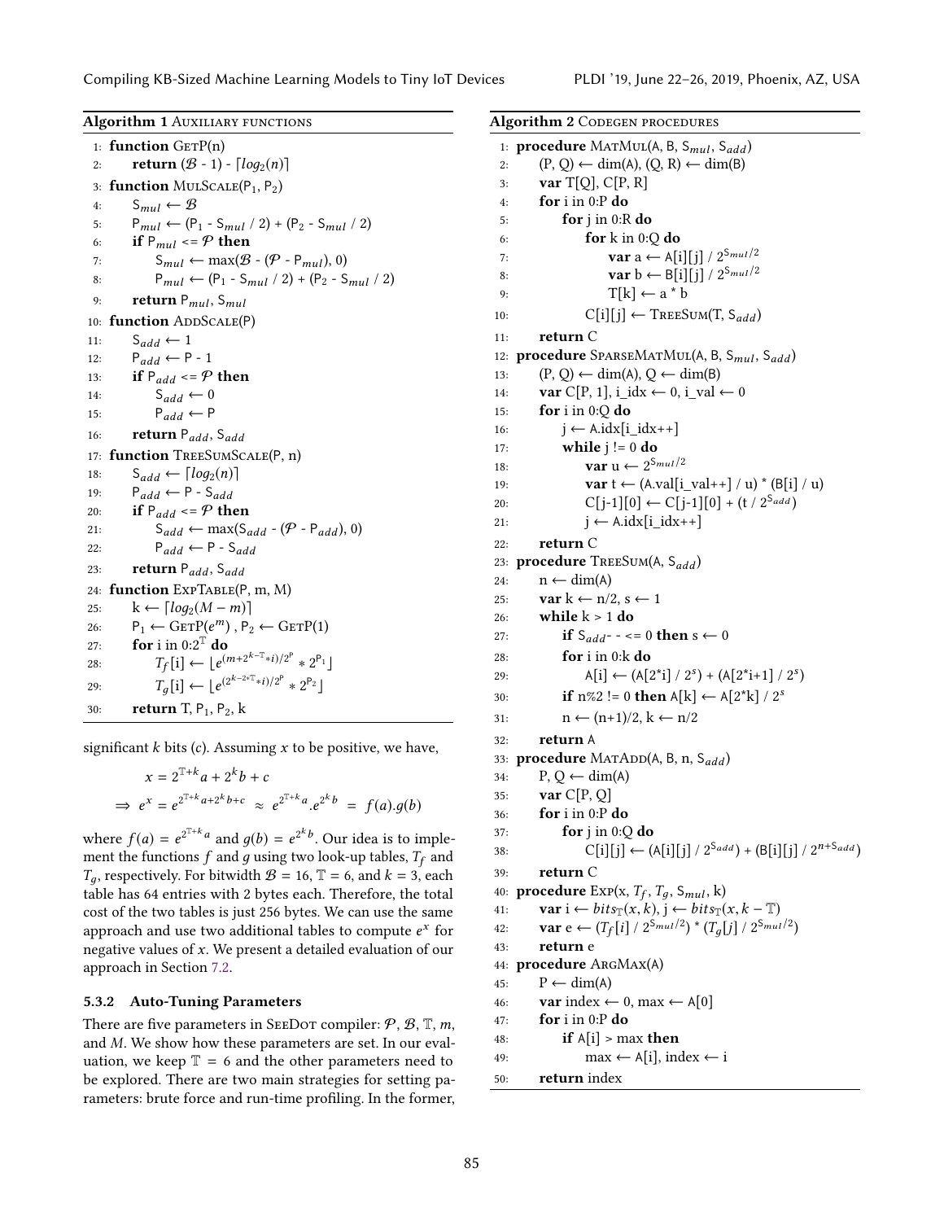**Algorithm 1** Auxiliary functions

```
1:  function GetP(n)
2:      return (𝓑 - 1) - ⌈log2(n)⌉
3:  function MulScale(P1, P2)
4:      S_mul ← 𝓑
5:      P_mul ← (P1 - S_mul / 2) + (P2 - S_mul / 2)
6:      if P_mul <= 𝓟 then
7:          S_mul ← max(𝓑 - (𝓟 - P_mul), 0)
8:          P_mul ← (P1 - S_mul / 2) + (P2 - S_mul / 2)
9:      return P_mul, S_mul
10: function AddScale(P)
11:     S_add ← 1
12:     P_add ← P - 1
13:     if P_add <= 𝓟 then
14:         S_add ← 0
15:         P_add ← P
16:     return P_add, S_add
17: function TreeSumScale(P, n)
18:     S_add ← ⌈log2(n)⌉
19:     P_add ← P - S_add
20:     if P_add <= 𝓟 then
21:         S_add ← max(S_add - (𝓟 - P_add), 0)
22:         P_add ← P - S_add
23:     return P_add, S_add
24: function ExpTable(P, m, M)
25:     k ← ⌈log2(M − m)⌉
26:     P1 ← GetP(e^m) , P2 ← GetP(1)
27:     for i in 0:2^𝕋 do
28:         T_f[i] ← ⌊e^((m+2^(k−𝕋)*i)/2^P) * 2^P1⌋
29:         T_g[i] ← ⌊e^((2^(k−2*𝕋)*i)/2^P) * 2^P2⌋
30:     return T, P1, P2, k
```

**Algorithm 2** Codegen procedures

```
1:  procedure MatMul(A, B, S_mul, S_add)
2:      (P, Q) ← dim(A), (Q, R) ← dim(B)
3:      var T[Q], C[P, R]
4:      for i in 0:P do
5:          for j in 0:R do
6:              for k in 0:Q do
7:                  var a ← A[i][j] / 2^(S_mul/2)
8:                  var b ← B[i][j] / 2^(S_mul/2)
9:                  T[k] ← a * b
10:             C[i][j] ← TreeSum(T, S_add)
11:     return C
12: procedure SparseMatMul(A, B, S_mul, S_add)
13:     (P, Q) ← dim(A), Q ← dim(B)
14:     var C[P, 1], i_idx ← 0, i_val ← 0
15:     for i in 0:Q do
16:         j ← A.idx[i_idx++]
17:         while j != 0 do
18:             var u ← 2^(S_mul/2)
19:             var t ← (A.val[i_val++] / u) * (B[i] / u)
20:             C[j-1][0] ← C[j-1][0] + (t / 2^S_add)
21:             j ← A.idx[i_idx++]
22:     return C
23: procedure TreeSum(A, S_add)
24:     n ← dim(A)
25:     var k ← n/2, s ← 1
26:     while k > 1 do
27:         if S_add- - <= 0 then s ← 0
28:         for i in 0:k do
29:             A[i] ← (A[2*i] / 2^s) + (A[2*i+1] / 2^s)
30:         if n%2 != 0 then A[k] ← A[2*k] / 2^s
31:         n ← (n+1)/2, k ← n/2
32:     return A
33: procedure MatAdd(A, B, n, S_add)
34:     P, Q ← dim(A)
35:     var C[P, Q]
36:     for i in 0:P do
37:         for j in 0:Q do
38:             C[i][j] ← (A[i][j] / 2^S_add) + (B[i][j] / 2^(n+S_add))
39:     return C
40: procedure Exp(x, T_f, T_g, S_mul, k)
41:     var i ← bits_𝕋(x, k), j ← bits_𝕋(x, k − 𝕋)
42:     var e ← (T_f[i] / 2^(S_mul/2)) * (T_g[j] / 2^(S_mul/2))
43:     return e
44: procedure ArgMax(A)
45:     P ← dim(A)
46:     var index ← 0, max ← A[0]
47:     for i in 0:P do
48:         if A[i] > max then
49:             max ← A[i], index ← i
50:     return index
```

significant $k$ bits ($c$). Assuming $x$ to be positive, we have,

$$x = 2^{\mathbb{T}+k}a + 2^k b + c$$

$$\Rightarrow\ e^x = e^{2^{\mathbb{T}+k}a+2^k b+c} \ \approx\ e^{2^{\mathbb{T}+k}a}.e^{2^k b} \ =\ f(a).g(b)$$

where $f(a) = e^{2^{\mathbb{T}+k}a}$ and $g(b) = e^{2^k b}$. Our idea is to implement the functions $f$ and $g$ using two look-up tables, $T_f$ and $T_g$, respectively. For bitwidth $\mathcal{B} = 16$, $\mathbb{T} = 6$, and $k = 3$, each table has 64 entries with 2 bytes each. Therefore, the total cost of the two tables is just 256 bytes. We can use the same approach and use two additional tables to compute $e^x$ for negative values of $x$. We present a detailed evaluation of our approach in Section 7.2.

### 5.3.2 Auto-Tuning Parameters

There are five parameters in SeeDot compiler: $\mathcal{P}$, $\mathcal{B}$, $\mathbb{T}$, $m$, and $M$. We show how these parameters are set. In our evaluation, we keep $\mathbb{T} = 6$ and the other parameters need to be explored. There are two main strategies for setting parameters: brute force and run-time profiling. In the former,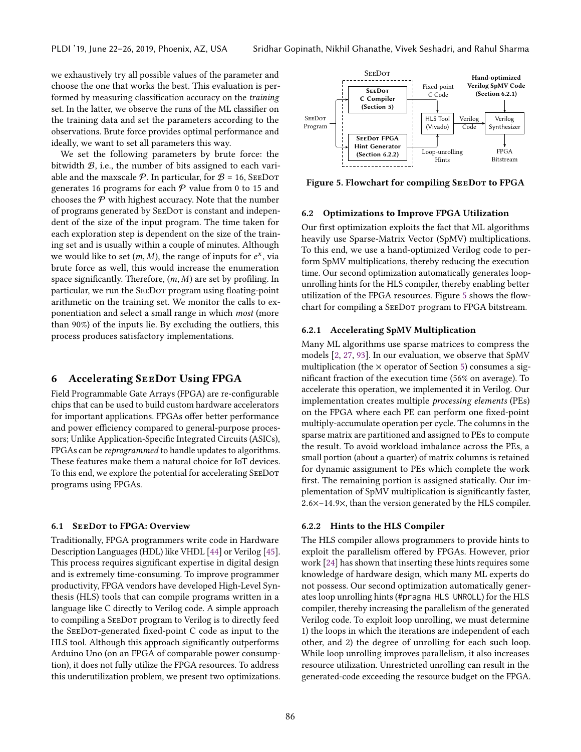we exhaustively try all possible values of the parameter and choose the one that works the best. This evaluation is performed by measuring classification accuracy on the *training* set. In the latter, we observe the runs of the ML classifier on the training data and set the parameters according to the observations. Brute force provides optimal performance and ideally, we want to set all parameters this way.

We set the following parameters by brute force: the bitwidth $\mathcal{B}$, i.e., the number of bits assigned to each variable and the maxscale $\mathcal{P}$. In particular, for $\mathcal{B} = 16$, SeeDot generates 16 programs for each $\mathcal{P}$ value from 0 to 15 and chooses the $\mathcal{P}$ with highest accuracy. Note that the number of programs generated by SeeDot is constant and independent of the size of the input program. The time taken for each exploration step is dependent on the size of the training set and is usually within a couple of minutes. Although we would like to set $(m, M)$, the range of inputs for $e^x$, via brute force as well, this would increase the enumeration space significantly. Therefore, $(m, M)$ are set by profiling. In particular, we run the SeeDot program using floating-point arithmetic on the training set. We monitor the calls to exponentiation and select a small range in which *most* (more than 90%) of the inputs lie. By excluding the outliers, this process produces satisfactory implementations.

# 6 Accelerating SeeDot Using FPGA

Field Programmable Gate Arrays (FPGA) are re-configurable chips that can be used to build custom hardware accelerators for important applications. FPGAs offer better performance and power efficiency compared to general-purpose processors; Unlike Application-Specific Integrated Circuits (ASICs), FPGAs can be *reprogrammed* to handle updates to algorithms. These features make them a natural choice for IoT devices. To this end, we explore the potential for accelerating SeeDot programs using FPGAs.

## 6.1 SeeDot to FPGA: Overview

Traditionally, FPGA programmers write code in Hardware Description Languages (HDL) like VHDL [44] or Verilog [45]. This process requires significant expertise in digital design and is extremely time-consuming. To improve programmer productivity, FPGA vendors have developed High-Level Synthesis (HLS) tools that can compile programs written in a language like C directly to Verilog code. A simple approach to compiling a SeeDot program to Verilog is to directly feed the SeeDot-generated fixed-point C code as input to the HLS tool. Although this approach significantly outperforms Arduino Uno (on an FPGA of comparable power consumption), it does not fully utilize the FPGA resources. To address this underutilization problem, we present two optimizations.

SeeDot Program → SeeDot C Compiler (Section 5) → Fixed-point C Code → HLS Tool (Vivado) → Verilog Code → Verilog Synthesizer → FPGA Bitstream

SeeDot Program → SeeDot FPGA Hint Generator (Section 6.2.2) → Loop-unrolling Hints → HLS Tool (Vivado)

Hand-optimized Verilog SpMV Code (Section 6.2.1) → Verilog Synthesizer

Figure 5. Flowchart for compiling SeeDot to FPGA

## 6.2 Optimizations to Improve FPGA Utilization

Our first optimization exploits the fact that ML algorithms heavily use Sparse-Matrix Vector (SpMV) multiplications. To this end, we use a hand-optimized Verilog code to perform SpMV multiplications, thereby reducing the execution time. Our second optimization automatically generates loop-unrolling hints for the HLS compiler, thereby enabling better utilization of the FPGA resources. Figure 5 shows the flowchart for compiling a SeeDot program to FPGA bitstream.

### 6.2.1 Accelerating SpMV Multiplication

Many ML algorithms use sparse matrices to compress the models [2, 27, 93]. In our evaluation, we observe that SpMV multiplication (the $\times$ operator of Section 5) consumes a significant fraction of the execution time (56% on average). To accelerate this operation, we implemented it in Verilog. Our implementation creates multiple *processing elements* (PEs) on the FPGA where each PE can perform one fixed-point multiply-accumulate operation per cycle. The columns in the sparse matrix are partitioned and assigned to PEs to compute the result. To avoid workload imbalance across the PEs, a small portion (about a quarter) of matrix columns is retained for dynamic assignment to PEs which complete the work first. The remaining portion is assigned statically. Our implementation of SpMV multiplication is significantly faster, 2.6×–14.9×, than the version generated by the HLS compiler.

### 6.2.2 Hints to the HLS Compiler

The HLS compiler allows programmers to provide hints to exploit the parallelism offered by FPGAs. However, prior work [24] has shown that inserting these hints requires some knowledge of hardware design, which many ML experts do not possess. Our second optimization automatically generates loop unrolling hints (`#pragma HLS UNROLL`) for the HLS compiler, thereby increasing the parallelism of the generated Verilog code. To exploit loop unrolling, we must determine 1) the loops in which the iterations are independent of each other, and 2) the degree of unrolling for each such loop. While loop unrolling improves parallelism, it also increases resource utilization. Unrestricted unrolling can result in the generated-code exceeding the resource budget on the FPGA.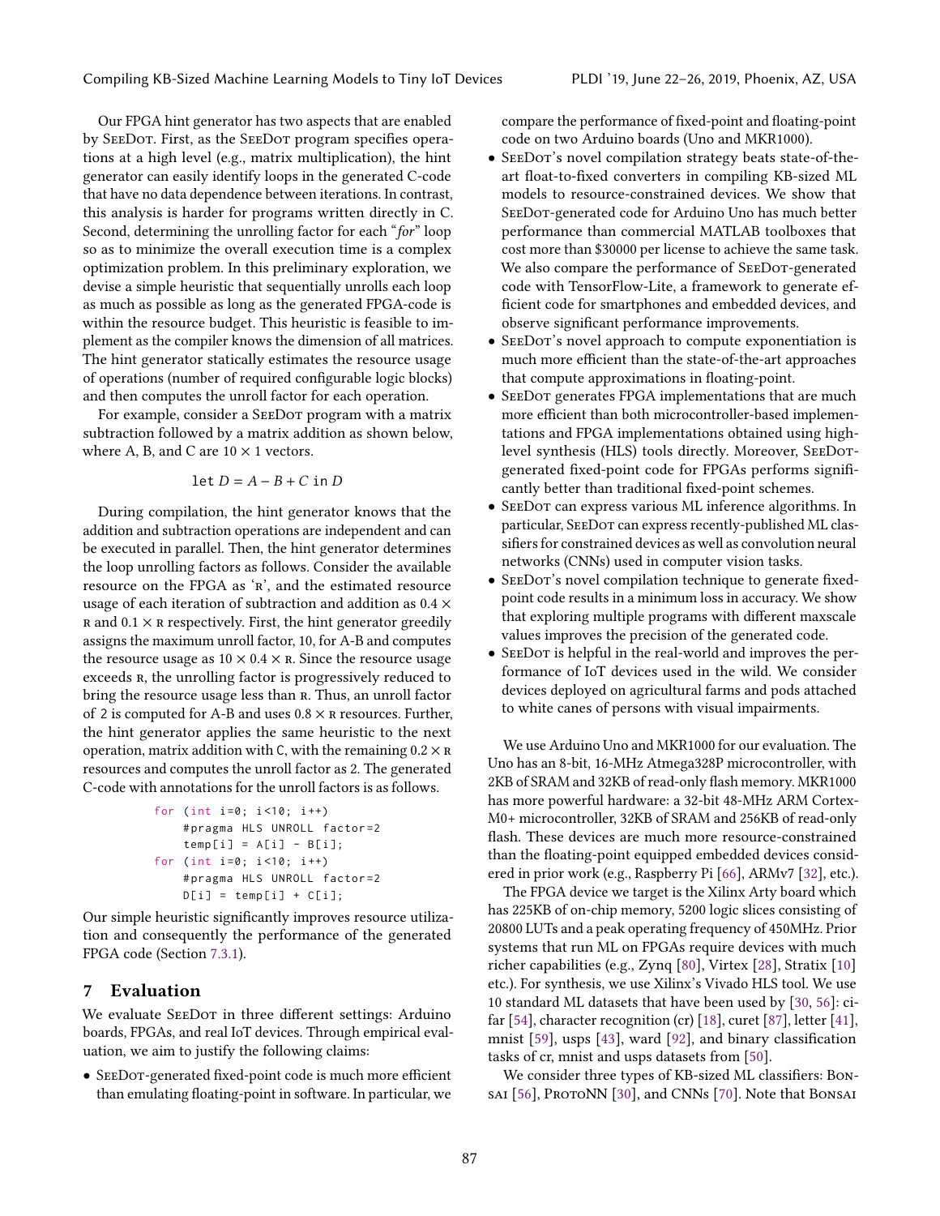Our FPGA hint generator has two aspects that are enabled by SeeDot. First, as the SeeDot program specifies operations at a high level (e.g., matrix multiplication), the hint generator can easily identify loops in the generated C-code that have no data dependence between iterations. In contrast, this analysis is harder for programs written directly in C. Second, determining the unrolling factor for each "*for*" loop so as to minimize the overall execution time is a complex optimization problem. In this preliminary exploration, we devise a simple heuristic that sequentially unrolls each loop as much as possible as long as the generated FPGA-code is within the resource budget. This heuristic is feasible to implement as the compiler knows the dimension of all matrices. The hint generator statically estimates the resource usage of operations (number of required configurable logic blocks) and then computes the unroll factor for each operation.

For example, consider a SeeDot program with a matrix subtraction followed by a matrix addition as shown below, where A, B, and C are $10 \times 1$ vectors.

$$\texttt{let } D = A - B + C \texttt{ in } D$$

During compilation, the hint generator knows that the addition and subtraction operations are independent and can be executed in parallel. Then, the hint generator determines the loop unrolling factors as follows. Consider the available resource on the FPGA as 'R', and the estimated resource usage of each iteration of subtraction and addition as $0.4 \times$ R and $0.1 \times$ R respectively. First, the hint generator greedily assigns the maximum unroll factor, 10, for A-B and computes the resource usage as $10 \times 0.4 \times$ R. Since the resource usage exceeds R, the unrolling factor is progressively reduced to bring the resource usage less than R. Thus, an unroll factor of 2 is computed for A-B and uses $0.8 \times$ R resources. Further, the hint generator applies the same heuristic to the next operation, matrix addition with C, with the remaining $0.2 \times$ R resources and computes the unroll factor as 2. The generated C-code with annotations for the unroll factors is as follows.

```
for (int i=0; i<10; i++)
    #pragma HLS UNROLL factor=2
    temp[i] = A[i] - B[i];
for (int i=0; i<10; i++)
    #pragma HLS UNROLL factor=2
    D[i] = temp[i] + C[i];
```

Our simple heuristic significantly improves resource utilization and consequently the performance of the generated FPGA code (Section 7.3.1).

## 7 Evaluation

We evaluate SeeDot in three different settings: Arduino boards, FPGAs, and real IoT devices. Through empirical evaluation, we aim to justify the following claims:

- SeeDot-generated fixed-point code is much more efficient than emulating floating-point in software. In particular, we compare the performance of fixed-point and floating-point code on two Arduino boards (Uno and MKR1000).
- SeeDot's novel compilation strategy beats state-of-the-art float-to-fixed converters in compiling KB-sized ML models to resource-constrained devices. We show that SeeDot-generated code for Arduino Uno has much better performance than commercial MATLAB toolboxes that cost more than \$30000 per license to achieve the same task. We also compare the performance of SeeDot-generated code with TensorFlow-Lite, a framework to generate efficient code for smartphones and embedded devices, and observe significant performance improvements.
- SeeDot's novel approach to compute exponentiation is much more efficient than the state-of-the-art approaches that compute approximations in floating-point.
- SeeDot generates FPGA implementations that are much more efficient than both microcontroller-based implementations and FPGA implementations obtained using high-level synthesis (HLS) tools directly. Moreover, SeeDot-generated fixed-point code for FPGAs performs significantly better than traditional fixed-point schemes.
- SeeDot can express various ML inference algorithms. In particular, SeeDot can express recently-published ML classifiers for constrained devices as well as convolution neural networks (CNNs) used in computer vision tasks.
- SeeDot's novel compilation technique to generate fixed-point code results in a minimum loss in accuracy. We show that exploring multiple programs with different maxscale values improves the precision of the generated code.
- SeeDot is helpful in the real-world and improves the performance of IoT devices used in the wild. We consider devices deployed on agricultural farms and pods attached to white canes of persons with visual impairments.

We use Arduino Uno and MKR1000 for our evaluation. The Uno has an 8-bit, 16-MHz Atmega328P microcontroller, with 2KB of SRAM and 32KB of read-only flash memory. MKR1000 has more powerful hardware: a 32-bit 48-MHz ARM Cortex-M0+ microcontroller, 32KB of SRAM and 256KB of read-only flash. These devices are much more resource-constrained than the floating-point equipped embedded devices considered in prior work (e.g., Raspberry Pi [66], ARMv7 [32], etc.).

The FPGA device we target is the Xilinx Arty board which has 225KB of on-chip memory, 5200 logic slices consisting of 20800 LUTs and a peak operating frequency of 450MHz. Prior systems that run ML on FPGAs require devices with much richer capabilities (e.g., Zynq [80], Virtex [28], Stratix [10] etc.). For synthesis, we use Xilinx's Vivado HLS tool. We use 10 standard ML datasets that have been used by [30, 56]: cifar [54], character recognition (cr) [18], curet [87], letter [41], mnist [59], usps [43], ward [92], and binary classification tasks of cr, mnist and usps datasets from [50].

We consider three types of KB-sized ML classifiers: Bonsai [56], ProtoNN [30], and CNNs [70]. Note that Bonsai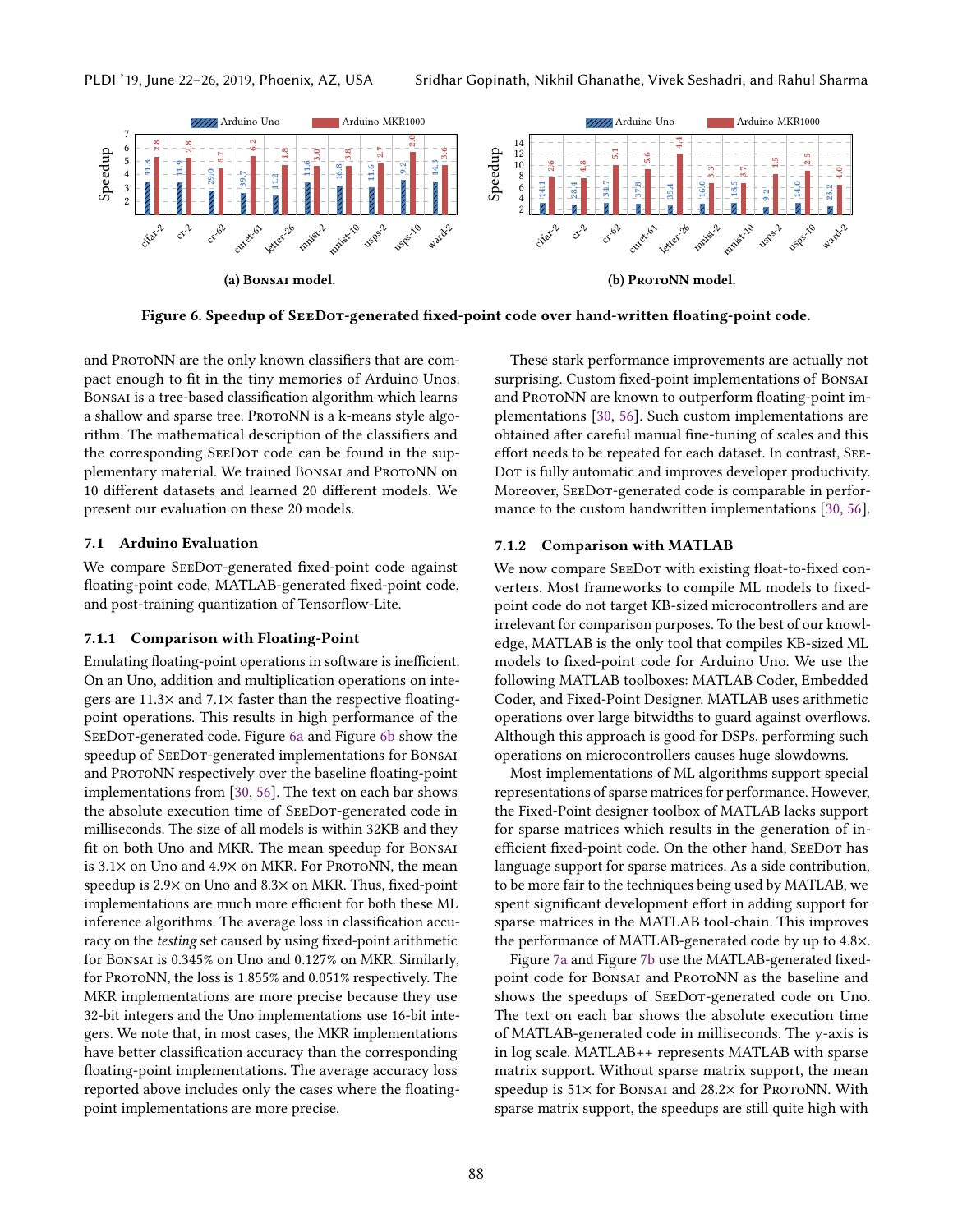**(a) Bonsai model.**

**(b) ProtoNN model.**

**Figure 6. Speedup of SeeDot-generated fixed-point code over hand-written floating-point code.**

and ProtoNN are the only known classifiers that are compact enough to fit in the tiny memories of Arduino Unos. Bonsai is a tree-based classification algorithm which learns a shallow and sparse tree. ProtoNN is a k-means style algorithm. The mathematical description of the classifiers and the corresponding SeeDot code can be found in the supplementary material. We trained Bonsai and ProtoNN on 10 different datasets and learned 20 different models. We present our evaluation on these 20 models.

### 7.1 Arduino Evaluation

We compare SeeDot-generated fixed-point code against floating-point code, MATLAB-generated fixed-point code, and post-training quantization of Tensorflow-Lite.

#### 7.1.1 Comparison with Floating-Point

Emulating floating-point operations in software is inefficient. On an Uno, addition and multiplication operations on integers are 11.3× and 7.1× faster than the respective floating-point operations. This results in high performance of the SeeDot-generated code. Figure 6a and Figure 6b show the speedup of SeeDot-generated implementations for Bonsai and ProtoNN respectively over the baseline floating-point implementations from [30, 56]. The text on each bar shows the absolute execution time of SeeDot-generated code in milliseconds. The size of all models is within 32KB and they fit on both Uno and MKR. The mean speedup for Bonsai is 3.1× on Uno and 4.9× on MKR. For ProtoNN, the mean speedup is 2.9× on Uno and 8.3× on MKR. Thus, fixed-point implementations are much more efficient for both these ML inference algorithms. The average loss in classification accuracy on the *testing* set caused by using fixed-point arithmetic for Bonsai is 0.345% on Uno and 0.127% on MKR. Similarly, for ProtoNN, the loss is 1.855% and 0.051% respectively. The MKR implementations are more precise because they use 32-bit integers and the Uno implementations use 16-bit integers. We note that, in most cases, the MKR implementations have better classification accuracy than the corresponding floating-point implementations. The average accuracy loss reported above includes only the cases where the floating-point implementations are more precise.

These stark performance improvements are actually not surprising. Custom fixed-point implementations of Bonsai and ProtoNN are known to outperform floating-point implementations [30, 56]. Such custom implementations are obtained after careful manual fine-tuning of scales and this effort needs to be repeated for each dataset. In contrast, SeeDot is fully automatic and improves developer productivity. Moreover, SeeDot-generated code is comparable in performance to the custom handwritten implementations [30, 56].

#### 7.1.2 Comparison with MATLAB

We now compare SeeDot with existing float-to-fixed converters. Most frameworks to compile ML models to fixed-point code do not target KB-sized microcontrollers and are irrelevant for comparison purposes. To the best of our knowledge, MATLAB is the only tool that compiles KB-sized ML models to fixed-point code for Arduino Uno. We use the following MATLAB toolboxes: MATLAB Coder, Embedded Coder, and Fixed-Point Designer. MATLAB uses arithmetic operations over large bitwidths to guard against overflows. Although this approach is good for DSPs, performing such operations on microcontrollers causes huge slowdowns.

Most implementations of ML algorithms support special representations of sparse matrices for performance. However, the Fixed-Point designer toolbox of MATLAB lacks support for sparse matrices which results in the generation of inefficient fixed-point code. On the other hand, SeeDot has language support for sparse matrices. As a side contribution, to be more fair to the techniques being used by MATLAB, we spent significant development effort in adding support for sparse matrices in the MATLAB tool-chain. This improves the performance of MATLAB-generated code by up to 4.8×.

Figure 7a and Figure 7b use the MATLAB-generated fixed-point code for Bonsai and ProtoNN as the baseline and shows the speedups of SeeDot-generated code on Uno. The text on each bar shows the absolute execution time of MATLAB-generated code in milliseconds. The y-axis is in log scale. MATLAB++ represents MATLAB with sparse matrix support. Without sparse matrix support, the mean speedup is 51× for Bonsai and 28.2× for ProtoNN. With sparse matrix support, the speedups are still quite high with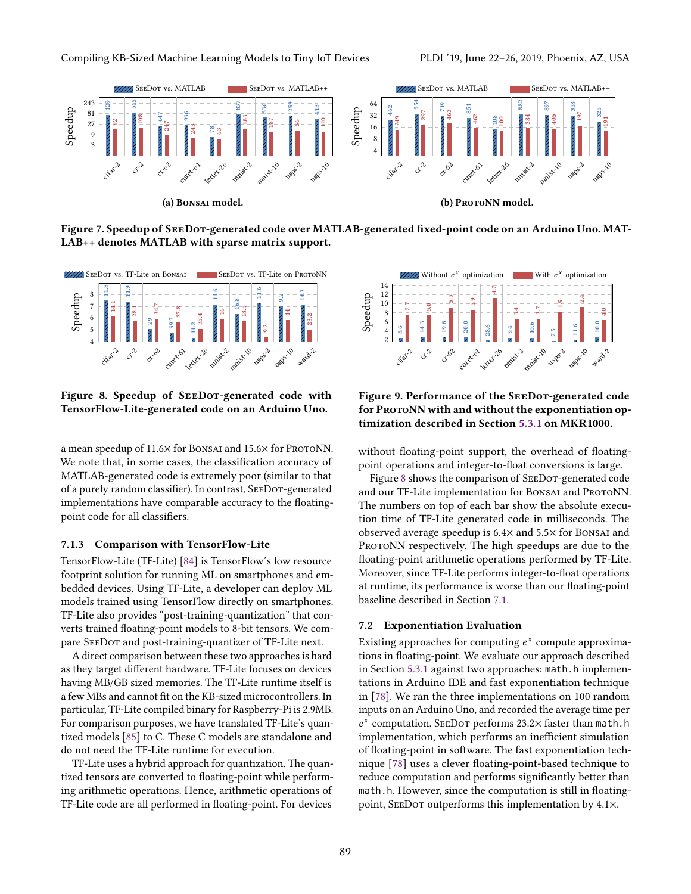**(a) Bonsai model.**

**(b) ProtoNN model.**

**Figure 7. Speedup of SeeDot-generated code over MATLAB-generated fixed-point code on an Arduino Uno. MATLAB++ denotes MATLAB with sparse matrix support.**

**Figure 8. Speedup of SeeDot-generated code with TensorFlow-Lite-generated code on an Arduino Uno.**

**Figure 9. Performance of the SeeDot-generated code for ProtoNN with and without the exponentiation optimization described in Section 5.3.1 on MKR1000.**

a mean speedup of 11.6× for Bonsai and 15.6× for ProtoNN. We note that, in some cases, the classification accuracy of MATLAB-generated code is extremely poor (similar to that of a purely random classifier). In contrast, SeeDot-generated implementations have comparable accuracy to the floating-point code for all classifiers.

### 7.1.3 Comparison with TensorFlow-Lite

TensorFlow-Lite (TF-Lite) [84] is TensorFlow's low resource footprint solution for running ML on smartphones and embedded devices. Using TF-Lite, a developer can deploy ML models trained using TensorFlow directly on smartphones. TF-Lite also provides "post-training-quantization" that converts trained floating-point models to 8-bit tensors. We compare SeeDot and post-training-quantizer of TF-Lite next.

A direct comparison between these two approaches is hard as they target different hardware. TF-Lite focuses on devices having MB/GB sized memories. The TF-Lite runtime itself is a few MBs and cannot fit on the KB-sized microcontrollers. In particular, TF-Lite compiled binary for Raspberry-Pi is 2.9MB. For comparison purposes, we have translated TF-Lite's quantized models [85] to C. These C models are standalone and do not need the TF-Lite runtime for execution.

TF-Lite uses a hybrid approach for quantization. The quantized tensors are converted to floating-point while performing arithmetic operations. Hence, arithmetic operations of TF-Lite code are all performed in floating-point. For devices without floating-point support, the overhead of floating-point operations and integer-to-float conversions is large.

Figure 8 shows the comparison of SeeDot-generated code and our TF-Lite implementation for Bonsai and ProtoNN. The numbers on top of each bar show the absolute execution time of TF-Lite generated code in milliseconds. The observed average speedup is 6.4× and 5.5× for Bonsai and ProtoNN respectively. The high speedups are due to the floating-point arithmetic operations performed by TF-Lite. Moreover, since TF-Lite performs integer-to-float operations at runtime, its performance is worse than our floating-point baseline described in Section 7.1.

## 7.2 Exponentiation Evaluation

Existing approaches for computing $e^x$ compute approximations in floating-point. We evaluate our approach described in Section 5.3.1 against two approaches: `math.h` implementations in Arduino IDE and fast exponentiation technique in [78]. We ran the three implementations on 100 random inputs on an Arduino Uno, and recorded the average time per $e^x$ computation. SeeDot performs 23.2× faster than `math.h` implementation, which performs an inefficient simulation of floating-point in software. The fast exponentiation technique [78] uses a clever floating-point-based technique to reduce computation and performs significantly better than `math.h`. However, since the computation is still in floating-point, SeeDot outperforms this implementation by 4.1×.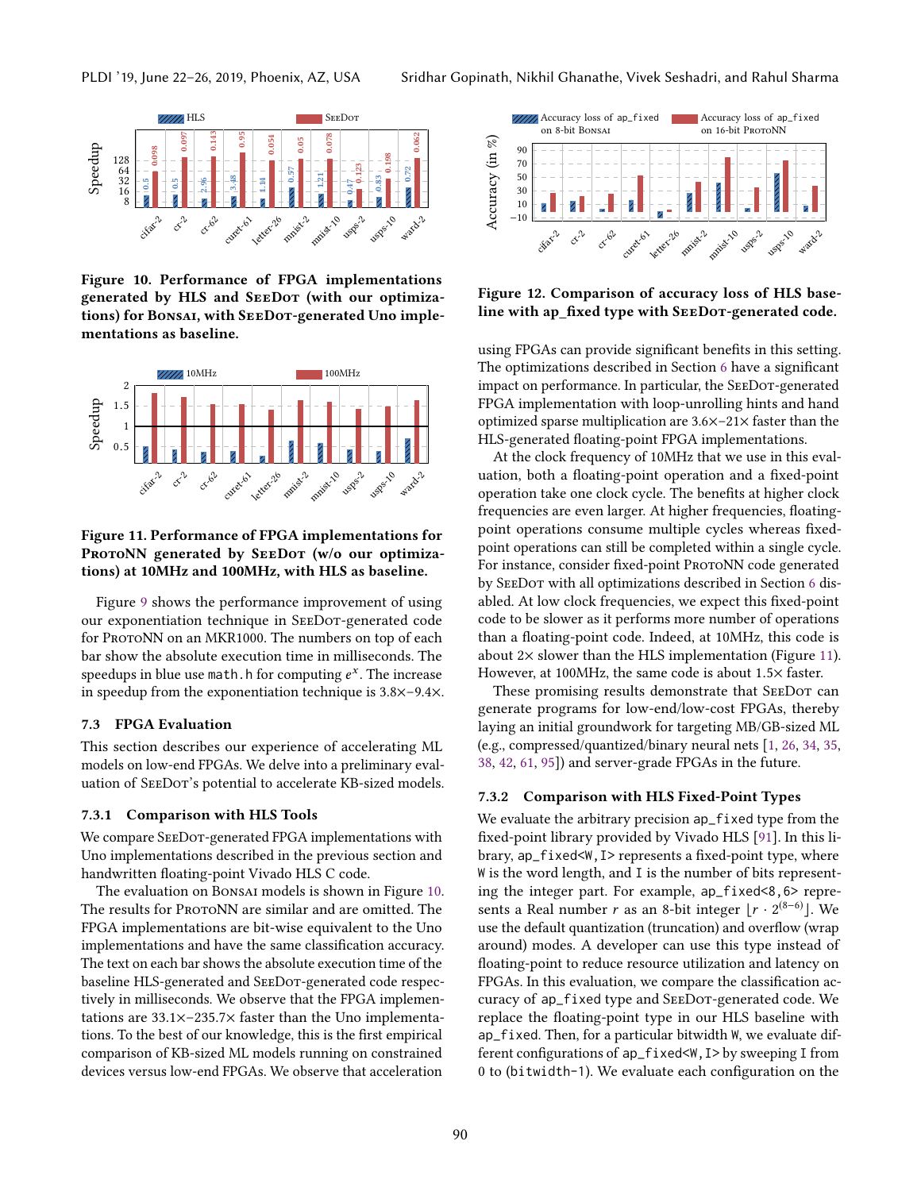Figure 10. Performance of FPGA implementations generated by HLS and SeeDot (with our optimizations) for Bonsai, with SeeDot-generated Uno implementations as baseline.

Figure 11. Performance of FPGA implementations for ProtoNN generated by SeeDot (w/o our optimizations) at 10MHz and 100MHz, with HLS as baseline.

Figure 9 shows the performance improvement of using our exponentiation technique in SeeDot-generated code for ProtoNN on an MKR1000. The numbers on top of each bar show the absolute execution time in milliseconds. The speedups in blue use `math.h` for computing $e^x$. The increase in speedup from the exponentiation technique is 3.8×–9.4×.

### 7.3 FPGA Evaluation

This section describes our experience of accelerating ML models on low-end FPGAs. We delve into a preliminary evaluation of SeeDot's potential to accelerate KB-sized models.

#### 7.3.1 Comparison with HLS Tools

We compare SeeDot-generated FPGA implementations with Uno implementations described in the previous section and handwritten floating-point Vivado HLS C code.

The evaluation on Bonsai models is shown in Figure 10. The results for ProtoNN are similar and are omitted. The FPGA implementations are bit-wise equivalent to the Uno implementations and have the same classification accuracy. The text on each bar shows the absolute execution time of the baseline HLS-generated and SeeDot-generated code respectively in milliseconds. We observe that the FPGA implementations are 33.1×–235.7× faster than the Uno implementations. To the best of our knowledge, this is the first empirical comparison of KB-sized ML models running on constrained devices versus low-end FPGAs. We observe that acceleration using FPGAs can provide significant benefits in this setting. The optimizations described in Section 6 have a significant impact on performance. In particular, the SeeDot-generated FPGA implementation with loop-unrolling hints and hand optimized sparse multiplication are 3.6×–21× faster than the HLS-generated floating-point FPGA implementations.

At the clock frequency of 10MHz that we use in this evaluation, both a floating-point operation and a fixed-point operation take one clock cycle. The benefits at higher clock frequencies are even larger. At higher frequencies, floating-point operations consume multiple cycles whereas fixed-point operations can still be completed within a single cycle. For instance, consider fixed-point ProtoNN code generated by SeeDot with all optimizations described in Section 6 disabled. At low clock frequencies, we expect this fixed-point code to be slower as it performs more number of operations than a floating-point code. Indeed, at 10MHz, this code is about 2× slower than the HLS implementation (Figure 11). However, at 100MHz, the same code is about 1.5× faster.

These promising results demonstrate that SeeDot can generate programs for low-end/low-cost FPGAs, thereby laying an initial groundwork for targeting MB/GB-sized ML (e.g., compressed/quantized/binary neural nets [1, 26, 34, 35, 38, 42, 61, 95]) and server-grade FPGAs in the future.

Figure 12. Comparison of accuracy loss of HLS baseline with ap_fixed type with SeeDot-generated code.

#### 7.3.2 Comparison with HLS Fixed-Point Types

We evaluate the arbitrary precision `ap_fixed` type from the fixed-point library provided by Vivado HLS [91]. In this library, `ap_fixed<W,I>` represents a fixed-point type, where `W` is the word length, and `I` is the number of bits representing the integer part. For example, `ap_fixed<8,6>` represents a Real number $r$ as an 8-bit integer $\lfloor r \cdot 2^{(8-6)} \rfloor$. We use the default quantization (truncation) and overflow (wrap around) modes. A developer can use this type instead of floating-point to reduce resource utilization and latency on FPGAs. In this evaluation, we compare the classification accuracy of `ap_fixed` type and SeeDot-generated code. We replace the floating-point type in our HLS baseline with `ap_fixed`. Then, for a particular bitwidth `W`, we evaluate different configurations of `ap_fixed<W,I>` by sweeping `I` from 0 to (`bitwidth-1`). We evaluate each configuration on the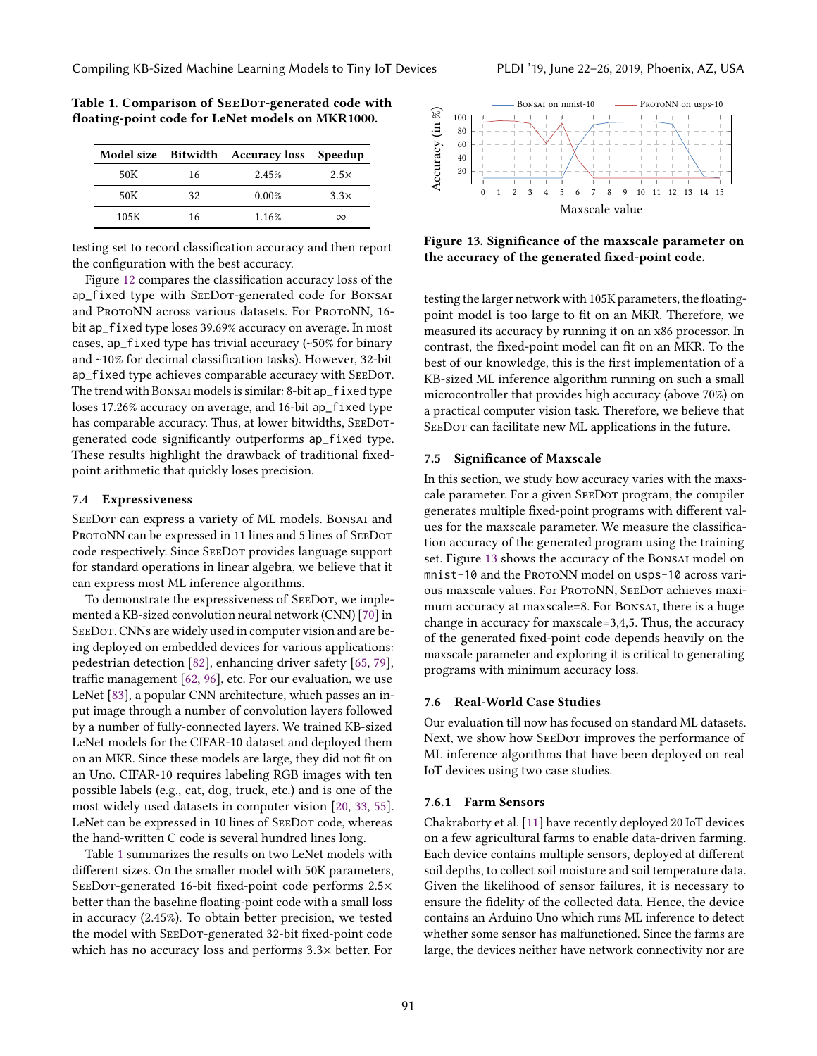**Table 1. Comparison of SeeDot-generated code with floating-point code for LeNet models on MKR1000.**

| Model size | Bitwidth | Accuracy loss | Speedup |
|---|---|---|---|
| 50K | 16 | 2.45% | 2.5× |
| 50K | 32 | 0.00% | 3.3× |
| 105K | 16 | 1.16% | ∞ |

testing set to record classification accuracy and then report the configuration with the best accuracy.

Figure 12 compares the classification accuracy loss of the ap_fixed type with SeeDot-generated code for Bonsai and ProtoNN across various datasets. For ProtoNN, 16-bit ap_fixed type loses 39.69% accuracy on average. In most cases, ap_fixed type has trivial accuracy (~50% for binary and ~10% for decimal classification tasks). However, 32-bit ap_fixed type achieves comparable accuracy with SeeDot. The trend with Bonsai models is similar: 8-bit ap_fixed type loses 17.26% accuracy on average, and 16-bit ap_fixed type has comparable accuracy. Thus, at lower bitwidths, SeeDot-generated code significantly outperforms ap_fixed type. These results highlight the drawback of traditional fixed-point arithmetic that quickly loses precision.

### 7.4 Expressiveness

SeeDot can express a variety of ML models. Bonsai and ProtoNN can be expressed in 11 lines and 5 lines of SeeDot code respectively. Since SeeDot provides language support for standard operations in linear algebra, we believe that it can express most ML inference algorithms.

To demonstrate the expressiveness of SeeDot, we implemented a KB-sized convolution neural network (CNN) [70] in SeeDot. CNNs are widely used in computer vision and are being deployed on embedded devices for various applications: pedestrian detection [82], enhancing driver safety [65, 79], traffic management [62, 96], etc. For our evaluation, we use LeNet [83], a popular CNN architecture, which passes an input image through a number of convolution layers followed by a number of fully-connected layers. We trained KB-sized LeNet models for the CIFAR-10 dataset and deployed them on an MKR. Since these models are large, they did not fit on an Uno. CIFAR-10 requires labeling RGB images with ten possible labels (e.g., cat, dog, truck, etc.) and is one of the most widely used datasets in computer vision [20, 33, 55]. LeNet can be expressed in 10 lines of SeeDot code, whereas the hand-written C code is several hundred lines long.

Table 1 summarizes the results on two LeNet models with different sizes. On the smaller model with 50K parameters, SeeDot-generated 16-bit fixed-point code performs 2.5× better than the baseline floating-point code with a small loss in accuracy (2.45%). To obtain better precision, we tested the model with SeeDot-generated 32-bit fixed-point code which has no accuracy loss and performs 3.3× better. For testing the larger network with 105K parameters, the floating-point model is too large to fit on an MKR. Therefore, we measured its accuracy by running it on an x86 processor. In contrast, the fixed-point model can fit on an MKR. To the best of our knowledge, this is the first implementation of a KB-sized ML inference algorithm running on such a small microcontroller that provides high accuracy (above 70%) on a practical computer vision task. Therefore, we believe that SeeDot can facilitate new ML applications in the future.

**Figure 13. Significance of the maxscale parameter on the accuracy of the generated fixed-point code.**

### 7.5 Significance of Maxscale

In this section, we study how accuracy varies with the maxscale parameter. For a given SeeDot program, the compiler generates multiple fixed-point programs with different values for the maxscale parameter. We measure the classification accuracy of the generated program using the training set. Figure 13 shows the accuracy of the Bonsai model on mnist-10 and the ProtoNN model on usps-10 across various maxscale values. For ProtoNN, SeeDot achieves maximum accuracy at maxscale=8. For Bonsai, there is a huge change in accuracy for maxscale=3,4,5. Thus, the accuracy of the generated fixed-point code depends heavily on the maxscale parameter and exploring it is critical to generating programs with minimum accuracy loss.

### 7.6 Real-World Case Studies

Our evaluation till now has focused on standard ML datasets. Next, we show how SeeDot improves the performance of ML inference algorithms that have been deployed on real IoT devices using two case studies.

#### 7.6.1 Farm Sensors

Chakraborty et al. [11] have recently deployed 20 IoT devices on a few agricultural farms to enable data-driven farming. Each device contains multiple sensors, deployed at different soil depths, to collect soil moisture and soil temperature data. Given the likelihood of sensor failures, it is necessary to ensure the fidelity of the collected data. Hence, the device contains an Arduino Uno which runs ML inference to detect whether some sensor has malfunctioned. Since the farms are large, the devices neither have network connectivity nor are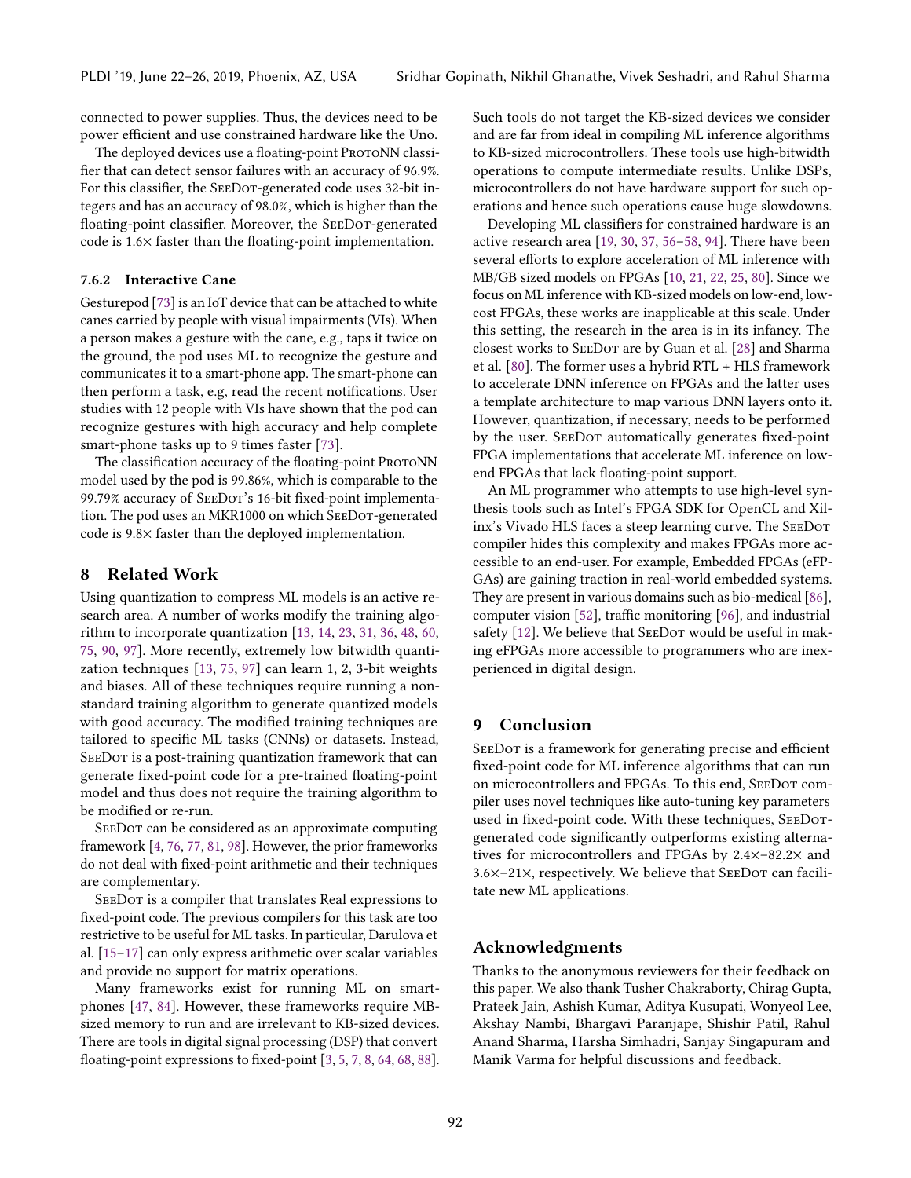connected to power supplies. Thus, the devices need to be power efficient and use constrained hardware like the Uno.

The deployed devices use a floating-point ProtoNN classifier that can detect sensor failures with an accuracy of 96.9%. For this classifier, the SeeDot-generated code uses 32-bit integers and has an accuracy of 98.0%, which is higher than the floating-point classifier. Moreover, the SeeDot-generated code is 1.6× faster than the floating-point implementation.

#### 7.6.2 Interactive Cane

Gesturepod [73] is an IoT device that can be attached to white canes carried by people with visual impairments (VIs). When a person makes a gesture with the cane, e.g., taps it twice on the ground, the pod uses ML to recognize the gesture and communicates it to a smart-phone app. The smart-phone can then perform a task, e.g, read the recent notifications. User studies with 12 people with VIs have shown that the pod can recognize gestures with high accuracy and help complete smart-phone tasks up to 9 times faster [73].

The classification accuracy of the floating-point ProtoNN model used by the pod is 99.86%, which is comparable to the 99.79% accuracy of SeeDot's 16-bit fixed-point implementation. The pod uses an MKR1000 on which SeeDot-generated code is 9.8× faster than the deployed implementation.

## 8 Related Work

Using quantization to compress ML models is an active research area. A number of works modify the training algorithm to incorporate quantization [13, 14, 23, 31, 36, 48, 60, 75, 90, 97]. More recently, extremely low bitwidth quantization techniques [13, 75, 97] can learn 1, 2, 3-bit weights and biases. All of these techniques require running a nonstandard training algorithm to generate quantized models with good accuracy. The modified training techniques are tailored to specific ML tasks (CNNs) or datasets. Instead, SeeDot is a post-training quantization framework that can generate fixed-point code for a pre-trained floating-point model and thus does not require the training algorithm to be modified or re-run.

SeeDot can be considered as an approximate computing framework [4, 76, 77, 81, 98]. However, the prior frameworks do not deal with fixed-point arithmetic and their techniques are complementary.

SeeDot is a compiler that translates Real expressions to fixed-point code. The previous compilers for this task are too restrictive to be useful for ML tasks. In particular, Darulova et al. [15–17] can only express arithmetic over scalar variables and provide no support for matrix operations.

Many frameworks exist for running ML on smartphones [47, 84]. However, these frameworks require MB-sized memory to run and are irrelevant to KB-sized devices. There are tools in digital signal processing (DSP) that convert floating-point expressions to fixed-point [3, 5, 7, 8, 64, 68, 88]. Such tools do not target the KB-sized devices we consider and are far from ideal in compiling ML inference algorithms to KB-sized microcontrollers. These tools use high-bitwidth operations to compute intermediate results. Unlike DSPs, microcontrollers do not have hardware support for such operations and hence such operations cause huge slowdowns.

Developing ML classifiers for constrained hardware is an active research area [19, 30, 37, 56–58, 94]. There have been several efforts to explore acceleration of ML inference with MB/GB sized models on FPGAs [10, 21, 22, 25, 80]. Since we focus on ML inference with KB-sized models on low-end, low-cost FPGAs, these works are inapplicable at this scale. Under this setting, the research in the area is in its infancy. The closest works to SeeDot are by Guan et al. [28] and Sharma et al. [80]. The former uses a hybrid RTL + HLS framework to accelerate DNN inference on FPGAs and the latter uses a template architecture to map various DNN layers onto it. However, quantization, if necessary, needs to be performed by the user. SeeDot automatically generates fixed-point FPGA implementations that accelerate ML inference on low-end FPGAs that lack floating-point support.

An ML programmer who attempts to use high-level synthesis tools such as Intel's FPGA SDK for OpenCL and Xilinx's Vivado HLS faces a steep learning curve. The SeeDot compiler hides this complexity and makes FPGAs more accessible to an end-user. For example, Embedded FPGAs (eFPGAs) are gaining traction in real-world embedded systems. They are present in various domains such as bio-medical [86], computer vision [52], traffic monitoring [96], and industrial safety [12]. We believe that SeeDot would be useful in making eFPGAs more accessible to programmers who are inexperienced in digital design.

## 9 Conclusion

SeeDot is a framework for generating precise and efficient fixed-point code for ML inference algorithms that can run on microcontrollers and FPGAs. To this end, SeeDot compiler uses novel techniques like auto-tuning key parameters used in fixed-point code. With these techniques, SeeDot-generated code significantly outperforms existing alternatives for microcontrollers and FPGAs by 2.4×–82.2× and 3.6×–21×, respectively. We believe SeeDot can facilitate new ML applications.

## Acknowledgments

Thanks to the anonymous reviewers for their feedback on this paper. We also thank Tusher Chakraborty, Chirag Gupta, Prateek Jain, Ashish Kumar, Aditya Kusupati, Wonyeol Lee, Akshay Nambi, Bhargavi Paranjape, Shishir Patil, Rahul Anand Sharma, Harsha Simhadri, Sanjay Singapuram and Manik Varma for helpful discussions and feedback.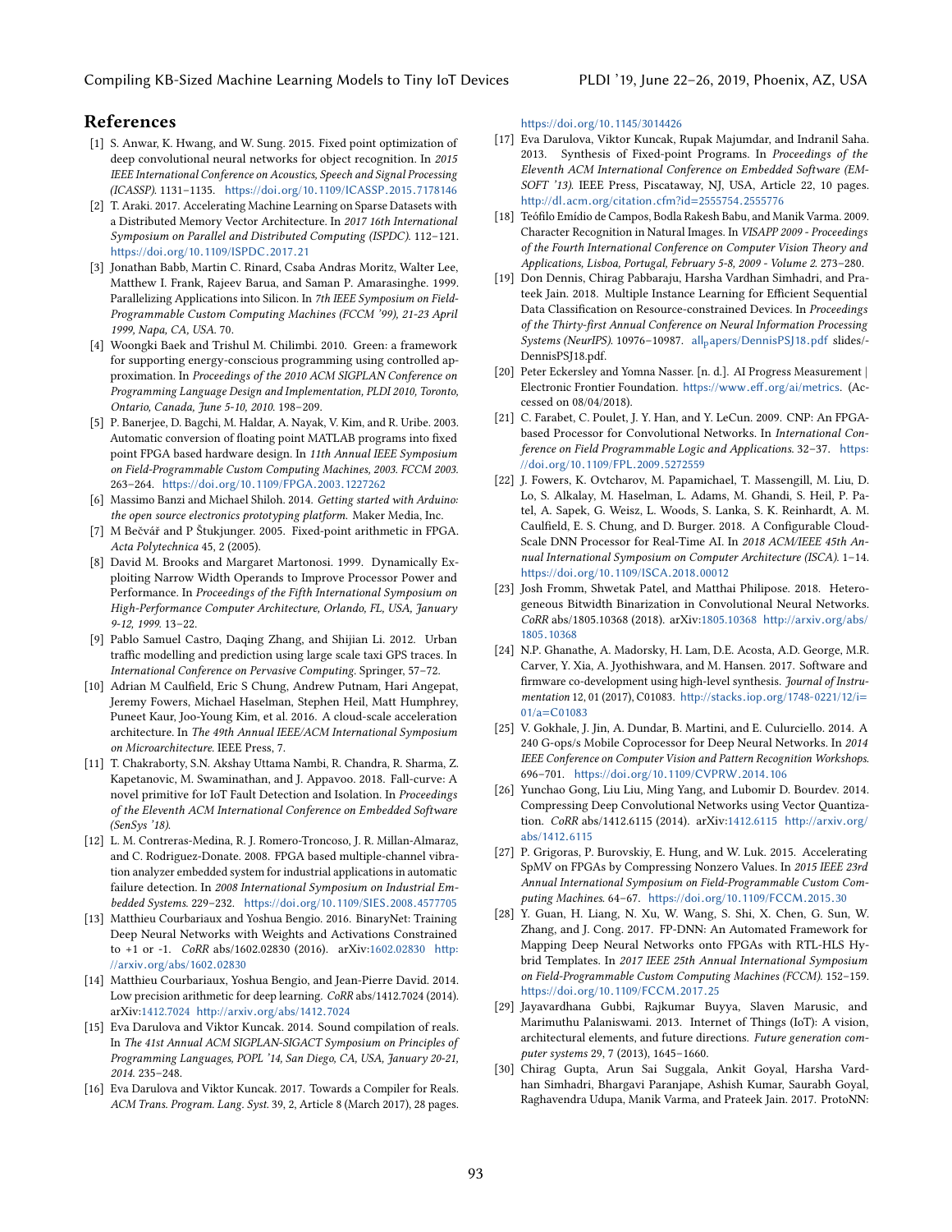## References

[1] S. Anwar, K. Hwang, and W. Sung. 2015. Fixed point optimization of deep convolutional neural networks for object recognition. In *2015 IEEE International Conference on Acoustics, Speech and Signal Processing (ICASSP)*. 1131–1135. https://doi.org/10.1109/ICASSP.2015.7178146

[2] T. Araki. 2017. Accelerating Machine Learning on Sparse Datasets with a Distributed Memory Vector Architecture. In *2017 16th International Symposium on Parallel and Distributed Computing (ISPDC)*. 112–121. https://doi.org/10.1109/ISPDC.2017.21

[3] Jonathan Babb, Martin C. Rinard, Csaba Andras Moritz, Walter Lee, Matthew I. Frank, Rajeev Barua, and Saman P. Amarasinghe. 1999. Parallelizing Applications into Silicon. In *7th IEEE Symposium on Field-Programmable Custom Computing Machines (FCCM '99), 21-23 April 1999, Napa, CA, USA*. 70.

[4] Woongki Baek and Trishul M. Chilimbi. 2010. Green: a framework for supporting energy-conscious programming using controlled approximation. In *Proceedings of the 2010 ACM SIGPLAN Conference on Programming Language Design and Implementation, PLDI 2010, Toronto, Ontario, Canada, June 5-10, 2010*. 198–209.

[5] P. Banerjee, D. Bagchi, M. Haldar, A. Nayak, V. Kim, and R. Uribe. 2003. Automatic conversion of floating point MATLAB programs into fixed point FPGA based hardware design. In *11th Annual IEEE Symposium on Field-Programmable Custom Computing Machines, 2003. FCCM 2003*. 263–264. https://doi.org/10.1109/FPGA.2003.1227262

[6] Massimo Banzi and Michael Shiloh. 2014. *Getting started with Arduino: the open source electronics prototyping platform*. Maker Media, Inc.

[7] M Bečvář and P Štukjunger. 2005. Fixed-point arithmetic in FPGA. *Acta Polytechnica* 45, 2 (2005).

[8] David M. Brooks and Margaret Martonosi. 1999. Dynamically Exploiting Narrow Width Operands to Improve Processor Power and Performance. In *Proceedings of the Fifth International Symposium on High-Performance Computer Architecture, Orlando, FL, USA, January 9-12, 1999*. 13–22.

[9] Pablo Samuel Castro, Daqing Zhang, and Shijian Li. 2012. Urban traffic modelling and prediction using large scale taxi GPS traces. In *International Conference on Pervasive Computing*. Springer, 57–72.

[10] Adrian M Caulfield, Eric S Chung, Andrew Putnam, Hari Angepat, Jeremy Fowers, Michael Haselman, Stephen Heil, Matt Humphrey, Puneet Kaur, Joo-Young Kim, et al. 2016. A cloud-scale acceleration architecture. In *The 49th Annual IEEE/ACM International Symposium on Microarchitecture*. IEEE Press, 7.

[11] T. Chakraborty, S.N. Akshay Uttama Nambi, R. Chandra, R. Sharma, Z. Kapetanovic, M. Swaminathan, and J. Appavoo. 2018. Fall-curve: A novel primitive for IoT Fault Detection and Isolation. In *Proceedings of the Eleventh ACM International Conference on Embedded Software (SenSys '18)*.

[12] L. M. Contreras-Medina, R. J. Romero-Troncoso, J. R. Millan-Almaraz, and C. Rodriguez-Donate. 2008. FPGA based multiple-channel vibration analyzer embedded system for industrial applications in automatic failure detection. In *2008 International Symposium on Industrial Embedded Systems*. 229–232. https://doi.org/10.1109/SIES.2008.4577705

[13] Matthieu Courbariaux and Yoshua Bengio. 2016. BinaryNet: Training Deep Neural Networks with Weights and Activations Constrained to +1 or -1. *CoRR* abs/1602.02830 (2016). arXiv:1602.02830 http://arxiv.org/abs/1602.02830

[14] Matthieu Courbariaux, Yoshua Bengio, and Jean-Pierre David. 2014. Low precision arithmetic for deep learning. *CoRR* abs/1412.7024 (2014). arXiv:1412.7024 http://arxiv.org/abs/1412.7024

[15] Eva Darulova and Viktor Kuncak. 2014. Sound compilation of reals. In *The 41st Annual ACM SIGPLAN-SIGACT Symposium on Principles of Programming Languages, POPL '14, San Diego, CA, USA, January 20-21, 2014*. 235–248.

[16] Eva Darulova and Viktor Kuncak. 2017. Towards a Compiler for Reals. *ACM Trans. Program. Lang. Syst.* 39, 2, Article 8 (March 2017), 28 pages. https://doi.org/10.1145/3014426

[17] Eva Darulova, Viktor Kuncak, Rupak Majumdar, and Indranil Saha. 2013. Synthesis of Fixed-point Programs. In *Proceedings of the Eleventh ACM International Conference on Embedded Software (EMSOFT '13)*. IEEE Press, Piscataway, NJ, USA, Article 22, 10 pages. http://dl.acm.org/citation.cfm?id=2555754.2555776

[18] Teófilo Emídio de Campos, Bodla Rakesh Babu, and Manik Varma. 2009. Character Recognition in Natural Images. In *VISAPP 2009 - Proceedings of the Fourth International Conference on Computer Vision Theory and Applications, Lisboa, Portugal, February 5-8, 2009 - Volume 2*. 273–280.

[19] Don Dennis, Chirag Pabbaraju, Harsha Vardhan Simhadri, and Prateek Jain. 2018. Multiple Instance Learning for Efficient Sequential Data Classification on Resource-constrained Devices. In *Proceedings of the Thirty-first Annual Conference on Neural Information Processing Systems (NeurIPS)*. 10976–10987. all_papers/DennisPSJ18.pdf slides/-DennisPSJ18.pdf.

[20] Peter Eckersley and Yomna Nasser. [n. d.]. AI Progress Measurement | Electronic Frontier Foundation. https://www.eff.org/ai/metrics. (Accessed on 08/04/2018).

[21] C. Farabet, C. Poulet, J. Y. Han, and Y. LeCun. 2009. CNP: An FPGA-based Processor for Convolutional Networks. In *International Conference on Field Programmable Logic and Applications*. 32–37. https://doi.org/10.1109/FPL.2009.5272559

[22] J. Fowers, K. Ovtcharov, M. Papamichael, T. Massengill, M. Liu, D. Lo, S. Alkalay, M. Haselman, L. Adams, M. Ghandi, S. Heil, P. Patel, A. Sapek, G. Weisz, L. Woods, S. Lanka, S. K. Reinhardt, A. M. Caulfield, E. S. Chung, and D. Burger. 2018. A Configurable Cloud-Scale DNN Processor for Real-Time AI. In *2018 ACM/IEEE 45th Annual International Symposium on Computer Architecture (ISCA)*. 1–14. https://doi.org/10.1109/ISCA.2018.00012

[23] Josh Fromm, Shwetak Patel, and Matthai Philipose. 2018. Heterogeneous Bitwidth Binarization in Convolutional Neural Networks. *CoRR* abs/1805.10368 (2018). arXiv:1805.10368 http://arxiv.org/abs/1805.10368

[24] N.P. Ghanathe, A. Madorsky, H. Lam, D.E. Acosta, A.D. George, M.R. Carver, Y. Xia, A. Jyothishwara, and M. Hansen. 2017. Software and firmware co-development using high-level synthesis. *Journal of Instrumentation* 12, 01 (2017), C01083. http://stacks.iop.org/1748-0221/12/i=01/a=C01083

[25] V. Gokhale, J. Jin, A. Dundar, B. Martini, and E. Culurciello. 2014. A 240 G-ops/s Mobile Coprocessor for Deep Neural Networks. In *2014 IEEE Conference on Computer Vision and Pattern Recognition Workshops*. 696–701. https://doi.org/10.1109/CVPRW.2014.106

[26] Yunchao Gong, Liu Liu, Ming Yang, and Lubomir D. Bourdev. 2014. Compressing Deep Convolutional Networks using Vector Quantization. *CoRR* abs/1412.6115 (2014). arXiv:1412.6115 http://arxiv.org/abs/1412.6115

[27] P. Grigoras, P. Burovskiy, E. Hung, and W. Luk. 2015. Accelerating SpMV on FPGAs by Compressing Nonzero Values. In *2015 IEEE 23rd Annual International Symposium on Field-Programmable Custom Computing Machines*. 64–67. https://doi.org/10.1109/FCCM.2015.30

[28] Y. Guan, H. Liang, N. Xu, W. Wang, S. Shi, X. Chen, G. Sun, W. Zhang, and J. Cong. 2017. FP-DNN: An Automated Framework for Mapping Deep Neural Networks onto FPGAs with RTL-HLS Hybrid Templates. In *2017 IEEE 25th Annual International Symposium on Field-Programmable Custom Computing Machines (FCCM)*. 152–159. https://doi.org/10.1109/FCCM.2017.25

[29] Jayavardhana Gubbi, Rajkumar Buyya, Slaven Marusic, and Marimuthu Palaniswami. 2013. Internet of Things (IoT): A vision, architectural elements, and future directions. *Future generation computer systems* 29, 7 (2013), 1645–1660.

[30] Chirag Gupta, Arun Sai Suggala, Ankit Goyal, Harsha Vardhan Simhadri, Bhargavi Paranjape, Ashish Kumar, Saurabh Goyal, Raghavendra Udupa, Manik Varma, and Prateek Jain. 2017. ProtoNN: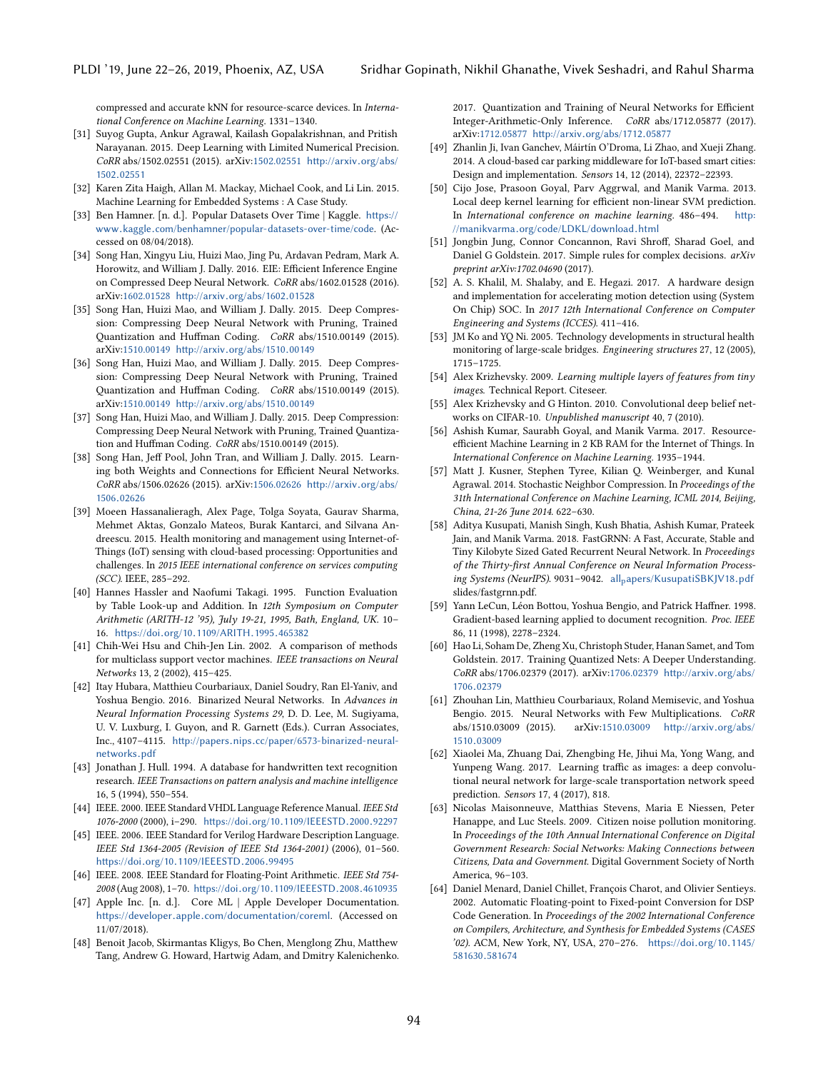compressed and accurate kNN for resource-scarce devices. In *International Conference on Machine Learning*. 1331–1340.

[31] Suyog Gupta, Ankur Agrawal, Kailash Gopalakrishnan, and Pritish Narayanan. 2015. Deep Learning with Limited Numerical Precision. *CoRR* abs/1502.02551 (2015). arXiv:1502.02551 http://arxiv.org/abs/1502.02551

[32] Karen Zita Haigh, Allan M. Mackay, Michael Cook, and Li Lin. 2015. Machine Learning for Embedded Systems : A Case Study.

[33] Ben Hamner. [n. d.]. Popular Datasets Over Time | Kaggle. https://www.kaggle.com/benhamner/popular-datasets-over-time/code. (Accessed on 08/04/2018).

[34] Song Han, Xingyu Liu, Huizi Mao, Jing Pu, Ardavan Pedram, Mark A. Horowitz, and William J. Dally. 2016. EIE: Efficient Inference Engine on Compressed Deep Neural Network. *CoRR* abs/1602.01528 (2016). arXiv:1602.01528 http://arxiv.org/abs/1602.01528

[35] Song Han, Huizi Mao, and William J. Dally. 2015. Deep Compression: Compressing Deep Neural Network with Pruning, Trained Quantization and Huffman Coding. *CoRR* abs/1510.00149 (2015). arXiv:1510.00149 http://arxiv.org/abs/1510.00149

[36] Song Han, Huizi Mao, and William J. Dally. 2015. Deep Compression: Compressing Deep Neural Network with Pruning, Trained Quantization and Huffman Coding. *CoRR* abs/1510.00149 (2015). arXiv:1510.00149 http://arxiv.org/abs/1510.00149

[37] Song Han, Huizi Mao, and William J. Dally. 2015. Deep Compression: Compressing Deep Neural Network with Pruning, Trained Quantization and Huffman Coding. *CoRR* abs/1510.00149 (2015).

[38] Song Han, Jeff Pool, John Tran, and William J. Dally. 2015. Learning both Weights and Connections for Efficient Neural Networks. *CoRR* abs/1506.02626 (2015). arXiv:1506.02626 http://arxiv.org/abs/1506.02626

[39] Moeen Hassanalieragh, Alex Page, Tolga Soyata, Gaurav Sharma, Mehmet Aktas, Gonzalo Mateos, Burak Kantarci, and Silvana Andreescu. 2015. Health monitoring and management using Internet-of-Things (IoT) sensing with cloud-based processing: Opportunities and challenges. In *2015 IEEE international conference on services computing (SCC)*. IEEE, 285–292.

[40] Hannes Hassler and Naofumi Takagi. 1995. Function Evaluation by Table Look-up and Addition. In *12th Symposium on Computer Arithmetic (ARITH-12 '95), July 19-21, 1995, Bath, England, UK*. 10–16. https://doi.org/10.1109/ARITH.1995.465382

[41] Chih-Wei Hsu and Chih-Jen Lin. 2002. A comparison of methods for multiclass support vector machines. *IEEE transactions on Neural Networks* 13, 2 (2002), 415–425.

[42] Itay Hubara, Matthieu Courbariaux, Daniel Soudry, Ran El-Yaniv, and Yoshua Bengio. 2016. Binarized Neural Networks. In *Advances in Neural Information Processing Systems 29*, D. D. Lee, M. Sugiyama, U. V. Luxburg, I. Guyon, and R. Garnett (Eds.). Curran Associates, Inc., 4107–4115. http://papers.nips.cc/paper/6573-binarized-neural-networks.pdf

[43] Jonathan J. Hull. 1994. A database for handwritten text recognition research. *IEEE Transactions on pattern analysis and machine intelligence* 16, 5 (1994), 550–554.

[44] IEEE. 2000. IEEE Standard VHDL Language Reference Manual. *IEEE Std 1076-2000* (2000), i–290. https://doi.org/10.1109/IEEESTD.2000.92297

[45] IEEE. 2006. IEEE Standard for Verilog Hardware Description Language. *IEEE Std 1364-2005 (Revision of IEEE Std 1364-2001)* (2006), 01–560. https://doi.org/10.1109/IEEESTD.2006.99495

[46] IEEE. 2008. IEEE Standard for Floating-Point Arithmetic. *IEEE Std 754-2008* (Aug 2008), 1–70. https://doi.org/10.1109/IEEESTD.2008.4610935

[47] Apple Inc. [n. d.]. Core ML | Apple Developer Documentation. https://developer.apple.com/documentation/coreml. (Accessed on 11/07/2018).

[48] Benoit Jacob, Skirmantas Kligys, Bo Chen, Menglong Zhu, Matthew Tang, Andrew G. Howard, Hartwig Adam, and Dmitry Kalenichenko. 2017. Quantization and Training of Neural Networks for Efficient Integer-Arithmetic-Only Inference. *CoRR* abs/1712.05877 (2017). arXiv:1712.05877 http://arxiv.org/abs/1712.05877

[49] Zhanlin Ji, Ivan Ganchev, Máirtín O'Droma, Li Zhao, and Xueji Zhang. 2014. A cloud-based car parking middleware for IoT-based smart cities: Design and implementation. *Sensors* 14, 12 (2014), 22372–22393.

[50] Cijo Jose, Prasoon Goyal, Parv Aggrwal, and Manik Varma. 2013. Local deep kernel learning for efficient non-linear SVM prediction. In *International conference on machine learning*. 486–494. http://manikvarma.org/code/LDKL/download.html

[51] Jongbin Jung, Connor Concannon, Ravi Shroff, Sharad Goel, and Daniel G Goldstein. 2017. Simple rules for complex decisions. *arXiv preprint arXiv:1702.04690* (2017).

[52] A. S. Khalil, M. Shalaby, and E. Hegazi. 2017. A hardware design and implementation for accelerating motion detection using (System On Chip) SOC. In *2017 12th International Conference on Computer Engineering and Systems (ICCES)*. 411–416.

[53] JM Ko and YQ Ni. 2005. Technology developments in structural health monitoring of large-scale bridges. *Engineering structures* 27, 12 (2005), 1715–1725.

[54] Alex Krizhevsky. 2009. *Learning multiple layers of features from tiny images*. Technical Report. Citeseer.

[55] Alex Krizhevsky and G Hinton. 2010. Convolutional deep belief networks on CIFAR-10. *Unpublished manuscript* 40, 7 (2010).

[56] Ashish Kumar, Saurabh Goyal, and Manik Varma. 2017. Resource-efficient Machine Learning in 2 KB RAM for the Internet of Things. In *International Conference on Machine Learning*. 1935–1944.

[57] Matt J. Kusner, Stephen Tyree, Kilian Q. Weinberger, and Kunal Agrawal. 2014. Stochastic Neighbor Compression. In *Proceedings of the 31th International Conference on Machine Learning, ICML 2014, Beijing, China, 21-26 June 2014*. 622–630.

[58] Aditya Kusupati, Manish Singh, Kush Bhatia, Ashish Kumar, Prateek Jain, and Manik Varma. 2018. FastGRNN: A Fast, Accurate, Stable and Tiny Kilobyte Sized Gated Recurrent Neural Network. In *Proceedings of the Thirty-first Annual Conference on Neural Information Processing Systems (NeurIPS)*. 9031–9042. all$_p$apers/KusupatiSBKJV18.pdf slides/fastgrnn.pdf.

[59] Yann LeCun, Léon Bottou, Yoshua Bengio, and Patrick Haffner. 1998. Gradient-based learning applied to document recognition. *Proc. IEEE* 86, 11 (1998), 2278–2324.

[60] Hao Li, Soham De, Zheng Xu, Christoph Studer, Hanan Samet, and Tom Goldstein. 2017. Training Quantized Nets: A Deeper Understanding. *CoRR* abs/1706.02379 (2017). arXiv:1706.02379 http://arxiv.org/abs/1706.02379

[61] Zhouhan Lin, Matthieu Courbariaux, Roland Memisevic, and Yoshua Bengio. 2015. Neural Networks with Few Multiplications. *CoRR* abs/1510.03009 (2015). arXiv:1510.03009 http://arxiv.org/abs/1510.03009

[62] Xiaolei Ma, Zhuang Dai, Zhengbing He, Jihui Ma, Yong Wang, and Yunpeng Wang. 2017. Learning traffic as images: a deep convolutional neural network for large-scale transportation network speed prediction. *Sensors* 17, 4 (2017), 818.

[63] Nicolas Maisonneuve, Matthias Stevens, Maria E Niessen, Peter Hanappe, and Luc Steels. 2009. Citizen noise pollution monitoring. In *Proceedings of the 10th Annual International Conference on Digital Government Research: Social Networks: Making Connections between Citizens, Data and Government*. Digital Government Society of North America, 96–103.

[64] Daniel Menard, Daniel Chillet, François Charot, and Olivier Sentieys. 2002. Automatic Floating-point to Fixed-point Conversion for DSP Code Generation. In *Proceedings of the 2002 International Conference on Compilers, Architecture, and Synthesis for Embedded Systems (CASES '02)*. ACM, New York, NY, USA, 270–276. https://doi.org/10.1145/581630.581674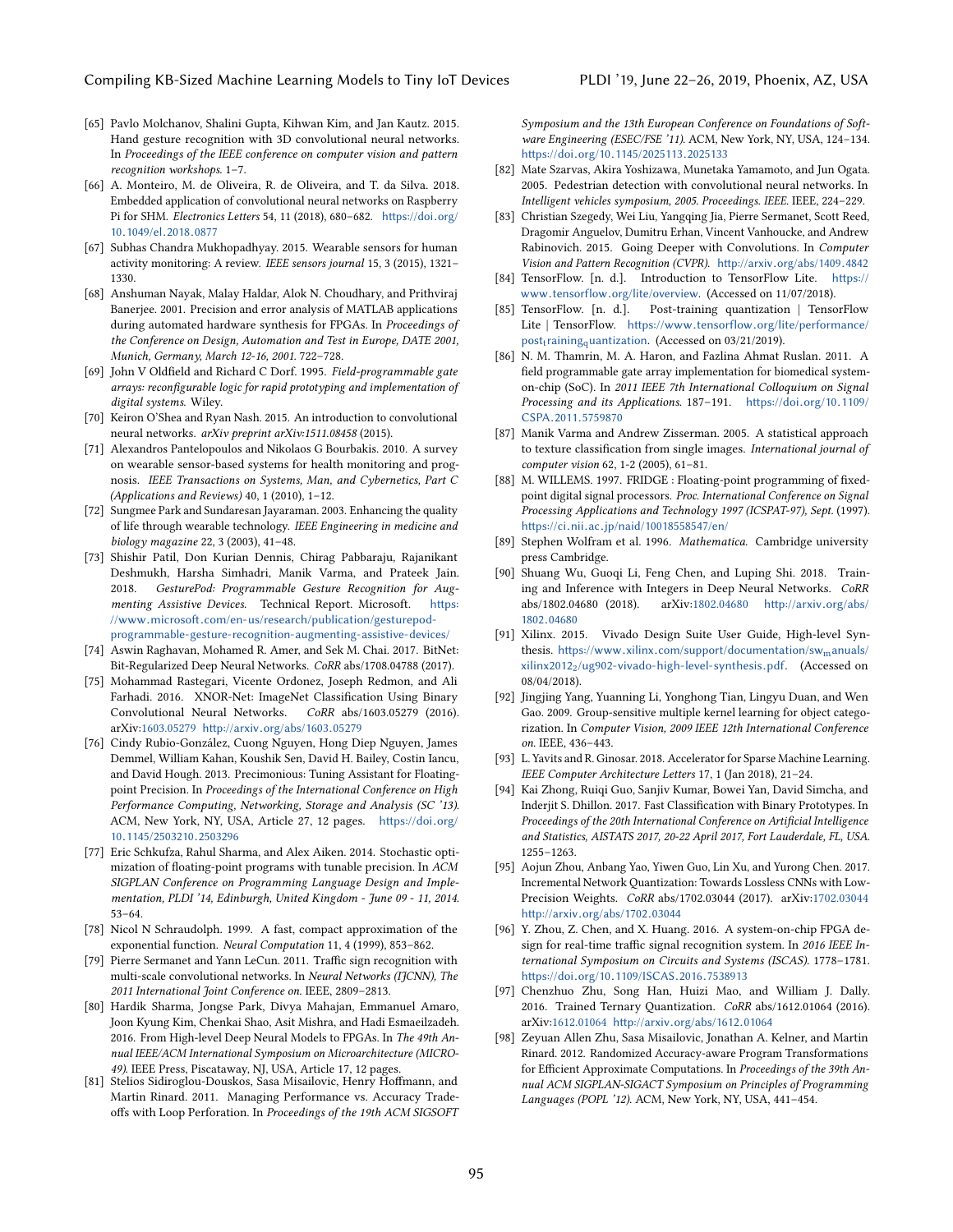[65] Pavlo Molchanov, Shalini Gupta, Kihwan Kim, and Jan Kautz. 2015. Hand gesture recognition with 3D convolutional neural networks. In *Proceedings of the IEEE conference on computer vision and pattern recognition workshops*. 1–7.

[66] A. Monteiro, M. de Oliveira, R. de Oliveira, and T. da Silva. 2018. Embedded application of convolutional neural networks on Raspberry Pi for SHM. *Electronics Letters* 54, 11 (2018), 680–682. https://doi.org/10.1049/el.2018.0877

[67] Subhas Chandra Mukhopadhyay. 2015. Wearable sensors for human activity monitoring: A review. *IEEE sensors journal* 15, 3 (2015), 1321–1330.

[68] Anshuman Nayak, Malay Haldar, Alok N. Choudhary, and Prithviraj Banerjee. 2001. Precision and error analysis of MATLAB applications during automated hardware synthesis for FPGAs. In *Proceedings of the Conference on Design, Automation and Test in Europe, DATE 2001, Munich, Germany, March 12-16, 2001.* 722–728.

[69] John V Oldfield and Richard C Dorf. 1995. *Field-programmable gate arrays: reconfigurable logic for rapid prototyping and implementation of digital systems*. Wiley.

[70] Keiron O'Shea and Ryan Nash. 2015. An introduction to convolutional neural networks. *arXiv preprint arXiv:1511.08458* (2015).

[71] Alexandros Pantelopoulos and Nikolaos G Bourbakis. 2010. A survey on wearable sensor-based systems for health monitoring and prognosis. *IEEE Transactions on Systems, Man, and Cybernetics, Part C (Applications and Reviews)* 40, 1 (2010), 1–12.

[72] Sungmee Park and Sundaresan Jayaraman. 2003. Enhancing the quality of life through wearable technology. *IEEE Engineering in medicine and biology magazine* 22, 3 (2003), 41–48.

[73] Shishir Patil, Don Kurian Dennis, Chirag Pabbaraju, Rajanikant Deshmukh, Harsha Simhadri, Manik Varma, and Prateek Jain. 2018. *GesturePod: Programmable Gesture Recognition for Augmenting Assistive Devices*. Technical Report. Microsoft. https://www.microsoft.com/en-us/research/publication/gesturepod-programmable-gesture-recognition-augmenting-assistive-devices/

[74] Aswin Raghavan, Mohamed R. Amer, and Sek M. Chai. 2017. BitNet: Bit-Regularized Deep Neural Networks. *CoRR* abs/1708.04788 (2017).

[75] Mohammad Rastegari, Vicente Ordonez, Joseph Redmon, and Ali Farhadi. 2016. XNOR-Net: ImageNet Classification Using Binary Convolutional Neural Networks. *CoRR* abs/1603.05279 (2016). arXiv:1603.05279 http://arxiv.org/abs/1603.05279

[76] Cindy Rubio-González, Cuong Nguyen, Hong Diep Nguyen, James Demmel, William Kahan, Koushik Sen, David H. Bailey, Costin Iancu, and David Hough. 2013. Precimonious: Tuning Assistant for Floating-point Precision. In *Proceedings of the International Conference on High Performance Computing, Networking, Storage and Analysis (SC '13)*. ACM, New York, NY, USA, Article 27, 12 pages. https://doi.org/10.1145/2503210.2503296

[77] Eric Schkufza, Rahul Sharma, and Alex Aiken. 2014. Stochastic optimization of floating-point programs with tunable precision. In *ACM SIGPLAN Conference on Programming Language Design and Implementation, PLDI '14, Edinburgh, United Kingdom - June 09 - 11, 2014*. 53–64.

[78] Nicol N Schraudolph. 1999. A fast, compact approximation of the exponential function. *Neural Computation* 11, 4 (1999), 853–862.

[79] Pierre Sermanet and Yann LeCun. 2011. Traffic sign recognition with multi-scale convolutional networks. In *Neural Networks (IJCNN), The 2011 International Joint Conference on*. IEEE, 2809–2813.

[80] Hardik Sharma, Jongse Park, Divya Mahajan, Emmanuel Amaro, Joon Kyung Kim, Chenkai Shao, Asit Mishra, and Hadi Esmaeilzadeh. 2016. From High-level Deep Neural Models to FPGAs. In *The 49th Annual IEEE/ACM International Symposium on Microarchitecture (MICRO-49)*. IEEE Press, Piscataway, NJ, USA, Article 17, 12 pages.

[81] Stelios Sidiroglou-Douskos, Sasa Misailovic, Henry Hoffmann, and Martin Rinard. 2011. Managing Performance vs. Accuracy Trade-offs with Loop Perforation. In *Proceedings of the 19th ACM SIGSOFT Symposium and the 13th European Conference on Foundations of Software Engineering (ESEC/FSE '11)*. ACM, New York, NY, USA, 124–134. https://doi.org/10.1145/2025113.2025133

[82] Mate Szarvas, Akira Yoshizawa, Munetaka Yamamoto, and Jun Ogata. 2005. Pedestrian detection with convolutional neural networks. In *Intelligent vehicles symposium, 2005. Proceedings. IEEE*. IEEE, 224–229.

[83] Christian Szegedy, Wei Liu, Yangqing Jia, Pierre Sermanet, Scott Reed, Dragomir Anguelov, Dumitru Erhan, Vincent Vanhoucke, and Andrew Rabinovich. 2015. Going Deeper with Convolutions. In *Computer Vision and Pattern Recognition (CVPR)*. http://arxiv.org/abs/1409.4842

[84] TensorFlow. [n. d.]. Introduction to TensorFlow Lite. https://www.tensorflow.org/lite/overview. (Accessed on 11/07/2018).

[85] TensorFlow. [n. d.]. Post-training quantization | TensorFlow Lite | TensorFlow. https://www.tensorflow.org/lite/performance/post$_t$raining$_q$uantization. (Accessed on 03/21/2019).

[86] N. M. Thamrin, M. A. Haron, and Fazlina Ahmat Ruslan. 2011. A field programmable gate array implementation for biomedical system-on-chip (SoC). In *2011 IEEE 7th International Colloquium on Signal Processing and its Applications*. 187–191. https://doi.org/10.1109/CSPA.2011.5759870

[87] Manik Varma and Andrew Zisserman. 2005. A statistical approach to texture classification from single images. *International journal of computer vision* 62, 1-2 (2005), 61–81.

[88] M. WILLEMS. 1997. FRIDGE : Floating-point programming of fixed-point digital signal processors. *Proc. International Conference on Signal Processing Applications and Technology 1997 (ICSPAT-97), Sept.* (1997). https://ci.nii.ac.jp/naid/10018558547/en/

[89] Stephen Wolfram et al. 1996. *Mathematica*. Cambridge university press Cambridge.

[90] Shuang Wu, Guoqi Li, Feng Chen, and Luping Shi. 2018. Training and Inference with Integers in Deep Neural Networks. *CoRR* abs/1802.04680 (2018). arXiv:1802.04680 http://arxiv.org/abs/1802.04680

[91] Xilinx. 2015. Vivado Design Suite User Guide, High-level Synthesis. https://www.xilinx.com/support/documentation/sw$_m$anuals/xilinx2012$_2$/ug902-vivado-high-level-synthesis.pdf. (Accessed on 08/04/2018).

[92] Jingjing Yang, Yuanning Li, Yonghong Tian, Lingyu Duan, and Wen Gao. 2009. Group-sensitive multiple kernel learning for object categorization. In *Computer Vision, 2009 IEEE 12th International Conference on*. IEEE, 436–443.

[93] L. Yavits and R. Ginosar. 2018. Accelerator for Sparse Machine Learning. *IEEE Computer Architecture Letters* 17, 1 (Jan 2018), 21–24.

[94] Kai Zhong, Ruiqi Guo, Sanjiv Kumar, Bowei Yan, David Simcha, and Inderjit S. Dhillon. 2017. Fast Classification with Binary Prototypes. In *Proceedings of the 20th International Conference on Artificial Intelligence and Statistics, AISTATS 2017, 20-22 April 2017, Fort Lauderdale, FL, USA*. 1255–1263.

[95] Aojun Zhou, Anbang Yao, Yiwen Guo, Lin Xu, and Yurong Chen. 2017. Incremental Network Quantization: Towards Lossless CNNs with Low-Precision Weights. *CoRR* abs/1702.03044 (2017). arXiv:1702.03044 http://arxiv.org/abs/1702.03044

[96] Y. Zhou, Z. Chen, and X. Huang. 2016. A system-on-chip FPGA design for real-time traffic signal recognition system. In *2016 IEEE International Symposium on Circuits and Systems (ISCAS)*. 1778–1781. https://doi.org/10.1109/ISCAS.2016.7538913

[97] Chenzhuo Zhu, Song Han, Huizi Mao, and William J. Dally. 2016. Trained Ternary Quantization. *CoRR* abs/1612.01064 (2016). arXiv:1612.01064 http://arxiv.org/abs/1612.01064

[98] Zeyuan Allen Zhu, Sasa Misailovic, Jonathan A. Kelner, and Martin Rinard. 2012. Randomized Accuracy-aware Program Transformations for Efficient Approximate Computations. In *Proceedings of the 39th Annual ACM SIGPLAN-SIGACT Symposium on Principles of Programming Languages (POPL '12)*. ACM, New York, NY, USA, 441–454.